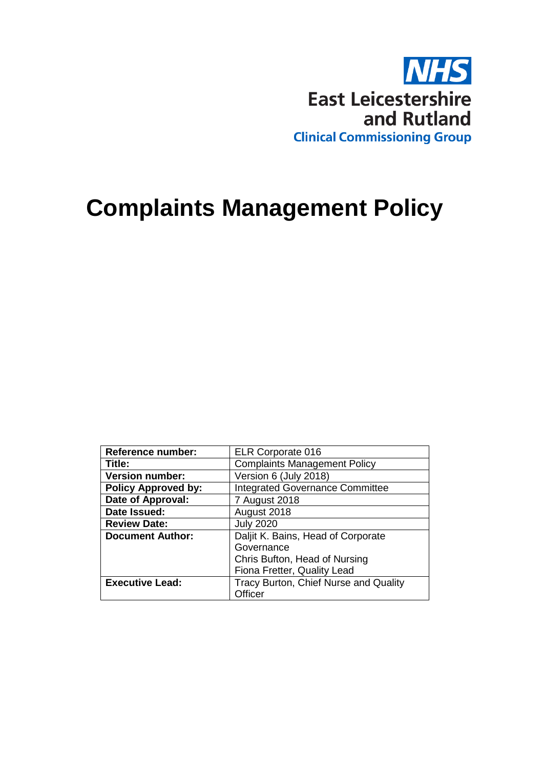NHS

East Leicestershire and Rutland

Clinical Commissioning Group

# Complaints Management Policy

| **Reference number:** | ELR Corporate 016 |
|---|---|
| **Title:** | Complaints Management Policy |
| **Version number:** | Version 6 (July 2018) |
| **Policy Approved by:** | Integrated Governance Committee |
| **Date of Approval:** | 7 August 2018 |
| **Date Issued:** | August 2018 |
| **Review Date:** | July 2020 |
| **Document Author:** | Daljit K. Bains, Head of Corporate Governance<br>Chris Bufton, Head of Nursing<br>Fiona Fretter, Quality Lead |
| **Executive Lead:** | Tracy Burton, Chief Nurse and Quality Officer |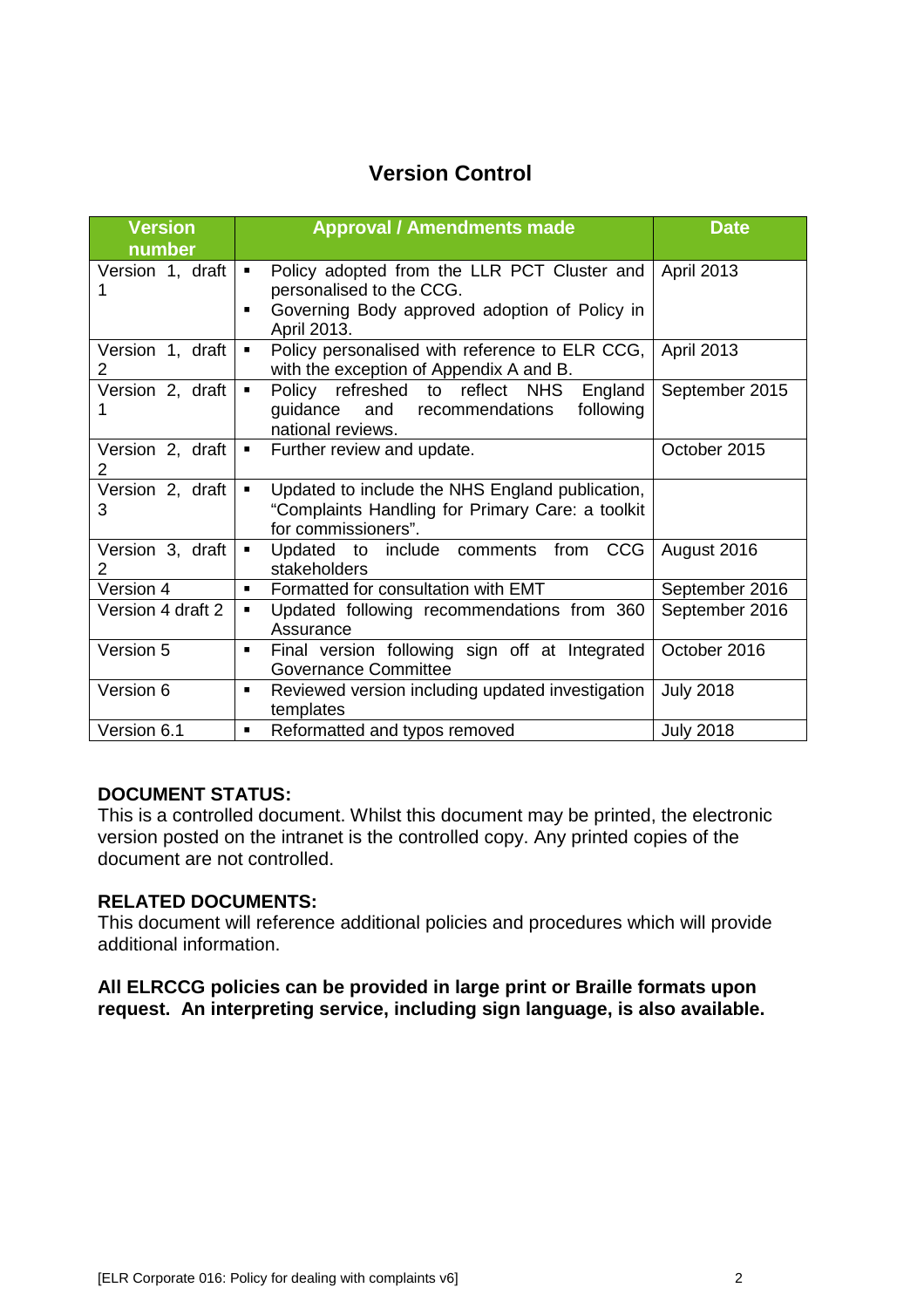## Version Control

| Version number | Approval / Amendments made | Date |
|---|---|---|
| Version 1, draft 1 | ▪ Policy adopted from the LLR PCT Cluster and personalised to the CCG.<br>▪ Governing Body approved adoption of Policy in April 2013. | April 2013 |
| Version 1, draft 2 | ▪ Policy personalised with reference to ELR CCG, with the exception of Appendix A and B. | April 2013 |
| Version 2, draft 1 | ▪ Policy refreshed to reflect NHS England guidance and recommendations following national reviews. | September 2015 |
| Version 2, draft 2 | ▪ Further review and update. | October 2015 |
| Version 2, draft 3 | ▪ Updated to include the NHS England publication, “Complaints Handling for Primary Care: a toolkit for commissioners”. | |
| Version 3, draft 2 | ▪ Updated to include comments from CCG stakeholders | August 2016 |
| Version 4 | ▪ Formatted for consultation with EMT | September 2016 |
| Version 4 draft 2 | ▪ Updated following recommendations from 360 Assurance | September 2016 |
| Version 5 | ▪ Final version following sign off at Integrated Governance Committee | October 2016 |
| Version 6 | ▪ Reviewed version including updated investigation templates | July 2018 |
| Version 6.1 | ▪ Reformatted and typos removed | July 2018 |

**DOCUMENT STATUS:**
This is a controlled document. Whilst this document may be printed, the electronic version posted on the intranet is the controlled copy. Any printed copies of the document are not controlled.

**RELATED DOCUMENTS:**
This document will reference additional policies and procedures which will provide additional information.

**All ELRCCG policies can be provided in large print or Braille formats upon request. An interpreting service, including sign language, is also available.**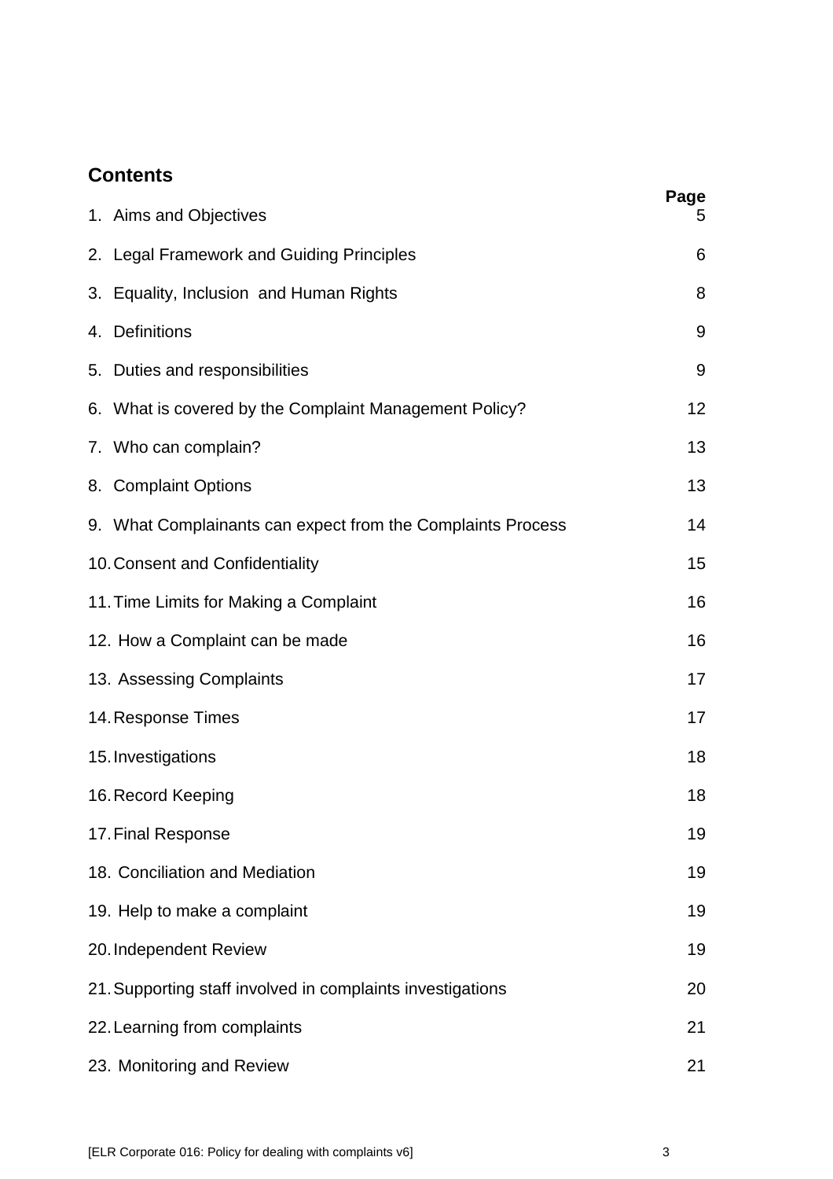## Contents

| | Page |
|---|---|
| 1. Aims and Objectives | 5 |
| 2. Legal Framework and Guiding Principles | 6 |
| 3. Equality, Inclusion and Human Rights | 8 |
| 4. Definitions | 9 |
| 5. Duties and responsibilities | 9 |
| 6. What is covered by the Complaint Management Policy? | 12 |
| 7. Who can complain? | 13 |
| 8. Complaint Options | 13 |
| 9. What Complainants can expect from the Complaints Process | 14 |
| 10. Consent and Confidentiality | 15 |
| 11. Time Limits for Making a Complaint | 16 |
| 12. How a Complaint can be made | 16 |
| 13. Assessing Complaints | 17 |
| 14. Response Times | 17 |
| 15. Investigations | 18 |
| 16. Record Keeping | 18 |
| 17. Final Response | 19 |
| 18. Conciliation and Mediation | 19 |
| 19. Help to make a complaint | 19 |
| 20. Independent Review | 19 |
| 21. Supporting staff involved in complaints investigations | 20 |
| 22. Learning from complaints | 21 |
| 23. Monitoring and Review | 21 |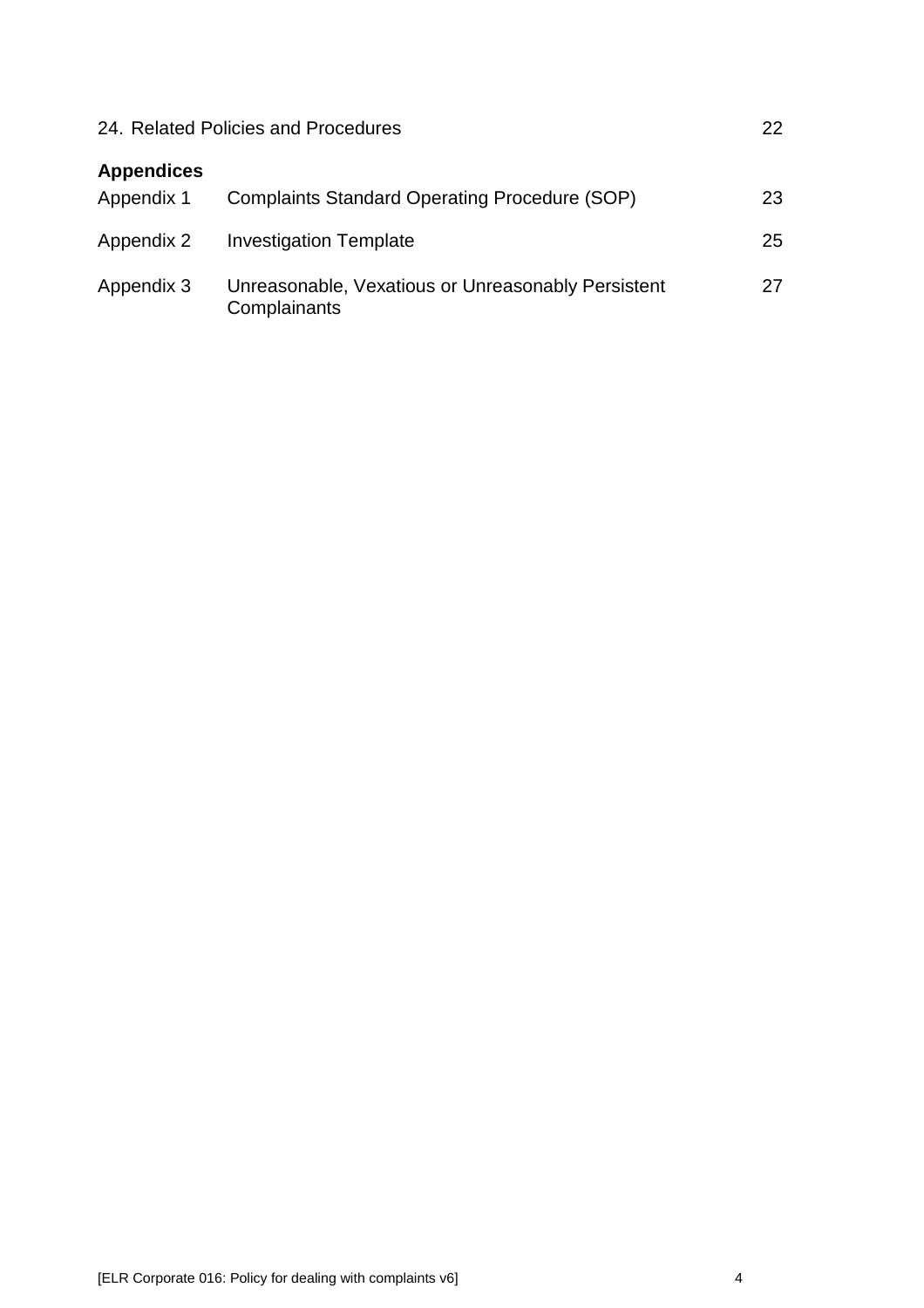| | | |
|---|---|---|
| 24. Related Policies and Procedures | | 22 |

**Appendices**

| | | |
|---|---|---|
| Appendix 1 | Complaints Standard Operating Procedure (SOP) | 23 |
| Appendix 2 | Investigation Template | 25 |
| Appendix 3 | Unreasonable, Vexatious or Unreasonably Persistent Complainants | 27 |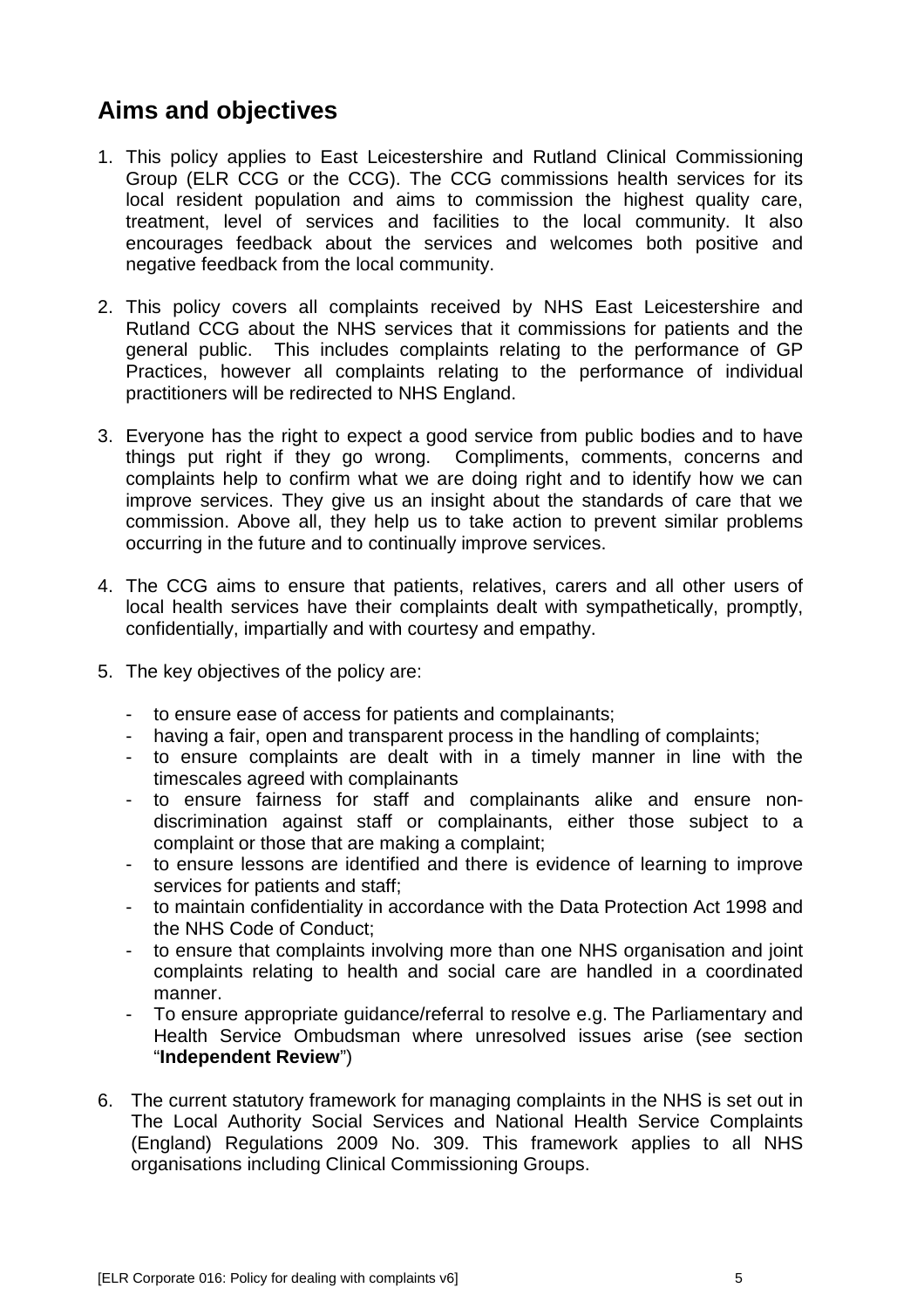## Aims and objectives

1. This policy applies to East Leicestershire and Rutland Clinical Commissioning Group (ELR CCG or the CCG). The CCG commissions health services for its local resident population and aims to commission the highest quality care, treatment, level of services and facilities to the local community. It also encourages feedback about the services and welcomes both positive and negative feedback from the local community.

2. This policy covers all complaints received by NHS East Leicestershire and Rutland CCG about the NHS services that it commissions for patients and the general public. This includes complaints relating to the performance of GP Practices, however all complaints relating to the performance of individual practitioners will be redirected to NHS England.

3. Everyone has the right to expect a good service from public bodies and to have things put right if they go wrong. Compliments, comments, concerns and complaints help to confirm what we are doing right and to identify how we can improve services. They give us an insight about the standards of care that we commission. Above all, they help us to take action to prevent similar problems occurring in the future and to continually improve services.

4. The CCG aims to ensure that patients, relatives, carers and all other users of local health services have their complaints dealt with sympathetically, promptly, confidentially, impartially and with courtesy and empathy.

5. The key objectives of the policy are:

   - to ensure ease of access for patients and complainants;
   - having a fair, open and transparent process in the handling of complaints;
   - to ensure complaints are dealt with in a timely manner in line with the timescales agreed with complainants
   - to ensure fairness for staff and complainants alike and ensure non-discrimination against staff or complainants, either those subject to a complaint or those that are making a complaint;
   - to ensure lessons are identified and there is evidence of learning to improve services for patients and staff;
   - to maintain confidentiality in accordance with the Data Protection Act 1998 and the NHS Code of Conduct;
   - to ensure that complaints involving more than one NHS organisation and joint complaints relating to health and social care are handled in a coordinated manner.
   - To ensure appropriate guidance/referral to resolve e.g. The Parliamentary and Health Service Ombudsman where unresolved issues arise (see section "**Independent Review**")

6. The current statutory framework for managing complaints in the NHS is set out in The Local Authority Social Services and National Health Service Complaints (England) Regulations 2009 No. 309. This framework applies to all NHS organisations including Clinical Commissioning Groups.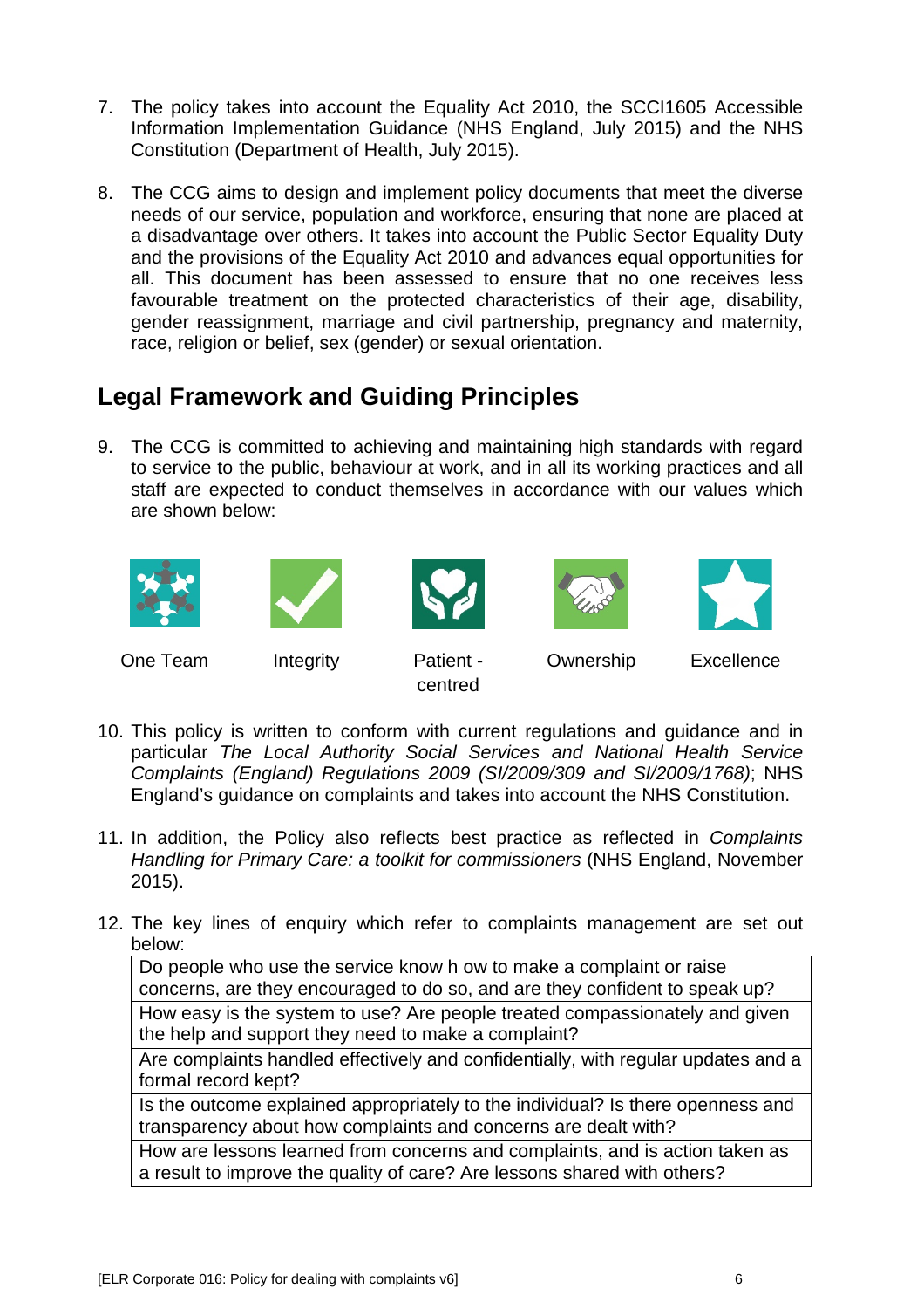7. The policy takes into account the Equality Act 2010, the SCCI1605 Accessible Information Implementation Guidance (NHS England, July 2015) and the NHS Constitution (Department of Health, July 2015).

8. The CCG aims to design and implement policy documents that meet the diverse needs of our service, population and workforce, ensuring that none are placed at a disadvantage over others. It takes into account the Public Sector Equality Duty and the provisions of the Equality Act 2010 and advances equal opportunities for all. This document has been assessed to ensure that no one receives less favourable treatment on the protected characteristics of their age, disability, gender reassignment, marriage and civil partnership, pregnancy and maternity, race, religion or belief, sex (gender) or sexual orientation.

## Legal Framework and Guiding Principles

9. The CCG is committed to achieving and maintaining high standards with regard to service to the public, behaviour at work, and in all its working practices and all staff are expected to conduct themselves in accordance with our values which are shown below:

One Team | Integrity | Patient - centred | Ownership | Excellence

10. This policy is written to conform with current regulations and guidance and in particular *The Local Authority Social Services and National Health Service Complaints (England) Regulations 2009 (SI/2009/309 and SI/2009/1768)*; NHS England's guidance on complaints and takes into account the NHS Constitution.

11. In addition, the Policy also reflects best practice as reflected in *Complaints Handling for Primary Care: a toolkit for commissioners* (NHS England, November 2015).

12. The key lines of enquiry which refer to complaints management are set out below:

| Key lines of enquiry |
|---|
| Do people who use the service know h ow to make a complaint or raise concerns, are they encouraged to do so, and are they confident to speak up? |
| How easy is the system to use? Are people treated compassionately and given the help and support they need to make a complaint? |
| Are complaints handled effectively and confidentially, with regular updates and a formal record kept? |
| Is the outcome explained appropriately to the individual? Is there openness and transparency about how complaints and concerns are dealt with? |
| How are lessons learned from concerns and complaints, and is action taken as a result to improve the quality of care? Are lessons shared with others? |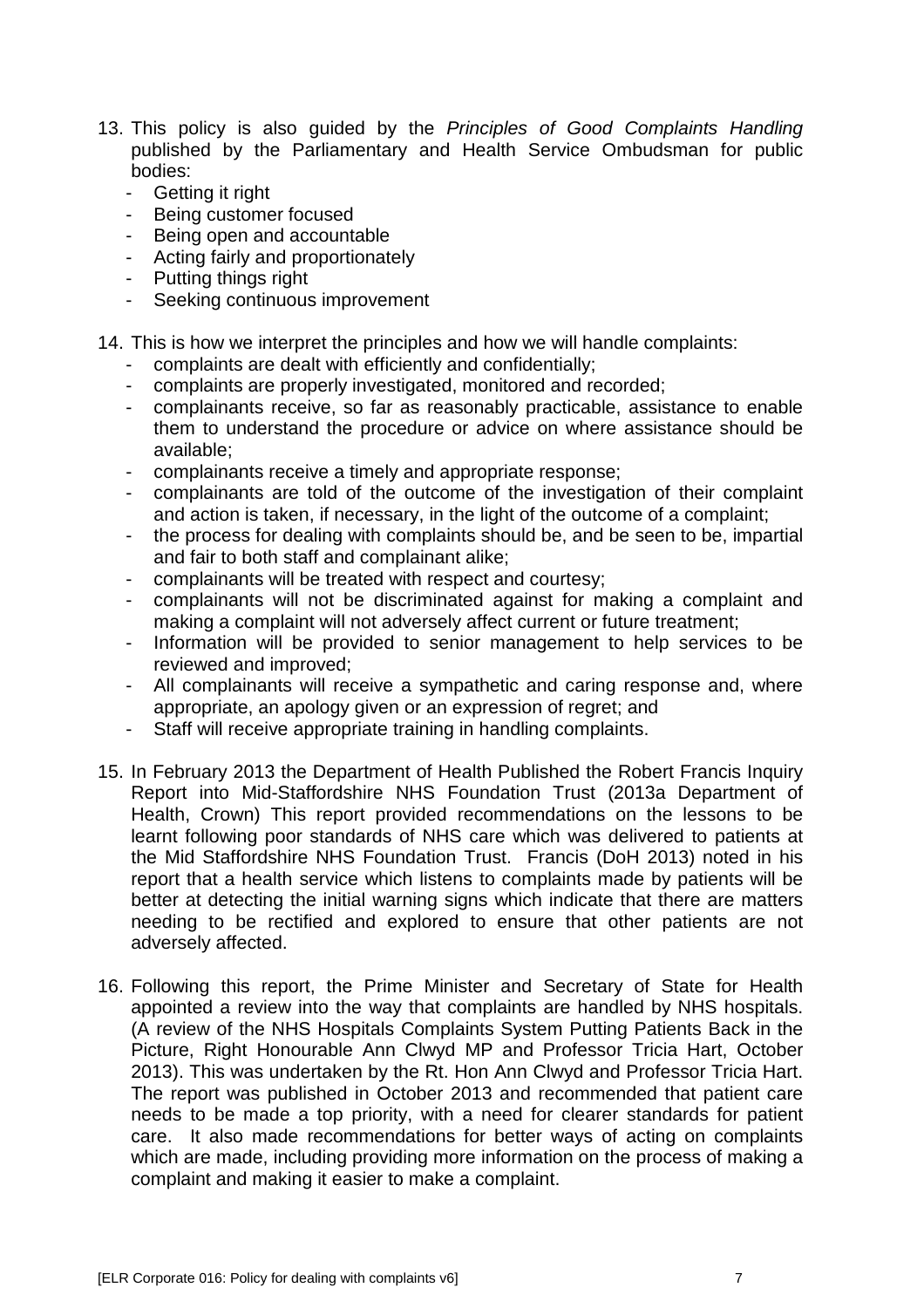13. This policy is also guided by the *Principles of Good Complaints Handling* published by the Parliamentary and Health Service Ombudsman for public bodies:
    - Getting it right
    - Being customer focused
    - Being open and accountable
    - Acting fairly and proportionately
    - Putting things right
    - Seeking continuous improvement

14. This is how we interpret the principles and how we will handle complaints:
    - complaints are dealt with efficiently and confidentially;
    - complaints are properly investigated, monitored and recorded;
    - complainants receive, so far as reasonably practicable, assistance to enable them to understand the procedure or advice on where assistance should be available;
    - complainants receive a timely and appropriate response;
    - complainants are told of the outcome of the investigation of their complaint and action is taken, if necessary, in the light of the outcome of a complaint;
    - the process for dealing with complaints should be, and be seen to be, impartial and fair to both staff and complainant alike;
    - complainants will be treated with respect and courtesy;
    - complainants will not be discriminated against for making a complaint and making a complaint will not adversely affect current or future treatment;
    - Information will be provided to senior management to help services to be reviewed and improved;
    - All complainants will receive a sympathetic and caring response and, where appropriate, an apology given or an expression of regret; and
    - Staff will receive appropriate training in handling complaints.

15. In February 2013 the Department of Health Published the Robert Francis Inquiry Report into Mid-Staffordshire NHS Foundation Trust (2013a Department of Health, Crown) This report provided recommendations on the lessons to be learnt following poor standards of NHS care which was delivered to patients at the Mid Staffordshire NHS Foundation Trust. Francis (DoH 2013) noted in his report that a health service which listens to complaints made by patients will be better at detecting the initial warning signs which indicate that there are matters needing to be rectified and explored to ensure that other patients are not adversely affected.

16. Following this report, the Prime Minister and Secretary of State for Health appointed a review into the way that complaints are handled by NHS hospitals. (A review of the NHS Hospitals Complaints System Putting Patients Back in the Picture, Right Honourable Ann Clwyd MP and Professor Tricia Hart, October 2013). This was undertaken by the Rt. Hon Ann Clwyd and Professor Tricia Hart. The report was published in October 2013 and recommended that patient care needs to be made a top priority, with a need for clearer standards for patient care. It also made recommendations for better ways of acting on complaints which are made, including providing more information on the process of making a complaint and making it easier to make a complaint.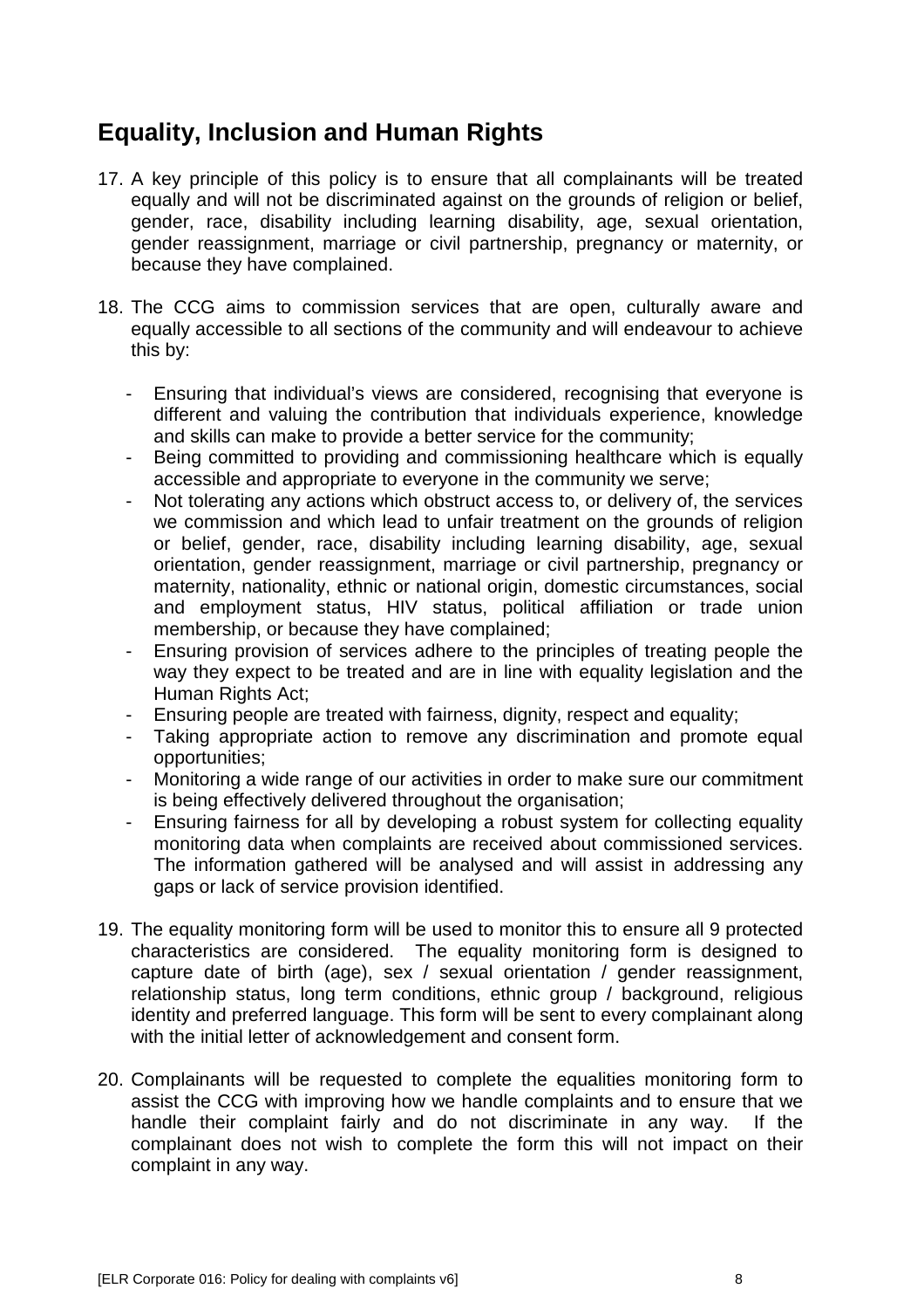## Equality, Inclusion and Human Rights

17. A key principle of this policy is to ensure that all complainants will be treated equally and will not be discriminated against on the grounds of religion or belief, gender, race, disability including learning disability, age, sexual orientation, gender reassignment, marriage or civil partnership, pregnancy or maternity, or because they have complained.

18. The CCG aims to commission services that are open, culturally aware and equally accessible to all sections of the community and will endeavour to achieve this by:

    - Ensuring that individual's views are considered, recognising that everyone is different and valuing the contribution that individuals experience, knowledge and skills can make to provide a better service for the community;
    - Being committed to providing and commissioning healthcare which is equally accessible and appropriate to everyone in the community we serve;
    - Not tolerating any actions which obstruct access to, or delivery of, the services we commission and which lead to unfair treatment on the grounds of religion or belief, gender, race, disability including learning disability, age, sexual orientation, gender reassignment, marriage or civil partnership, pregnancy or maternity, nationality, ethnic or national origin, domestic circumstances, social and employment status, HIV status, political affiliation or trade union membership, or because they have complained;
    - Ensuring provision of services adhere to the principles of treating people the way they expect to be treated and are in line with equality legislation and the Human Rights Act;
    - Ensuring people are treated with fairness, dignity, respect and equality;
    - Taking appropriate action to remove any discrimination and promote equal opportunities;
    - Monitoring a wide range of our activities in order to make sure our commitment is being effectively delivered throughout the organisation;
    - Ensuring fairness for all by developing a robust system for collecting equality monitoring data when complaints are received about commissioned services. The information gathered will be analysed and will assist in addressing any gaps or lack of service provision identified.

19. The equality monitoring form will be used to monitor this to ensure all 9 protected characteristics are considered. The equality monitoring form is designed to capture date of birth (age), sex / sexual orientation / gender reassignment, relationship status, long term conditions, ethnic group / background, religious identity and preferred language. This form will be sent to every complainant along with the initial letter of acknowledgement and consent form.

20. Complainants will be requested to complete the equalities monitoring form to assist the CCG with improving how we handle complaints and to ensure that we handle their complaint fairly and do not discriminate in any way. If the complainant does not wish to complete the form this will not impact on their complaint in any way.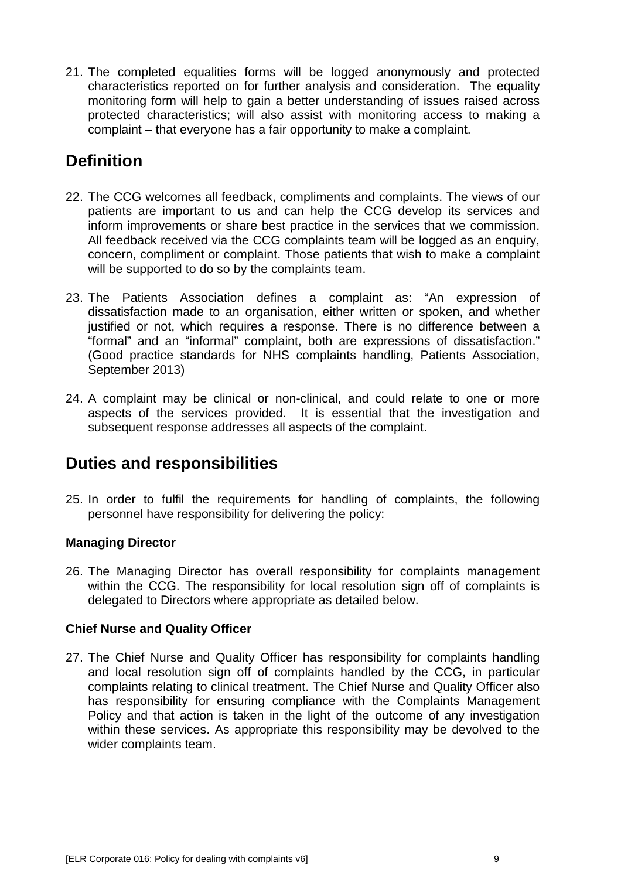21. The completed equalities forms will be logged anonymously and protected characteristics reported on for further analysis and consideration. The equality monitoring form will help to gain a better understanding of issues raised across protected characteristics; will also assist with monitoring access to making a complaint – that everyone has a fair opportunity to make a complaint.

## Definition

22. The CCG welcomes all feedback, compliments and complaints. The views of our patients are important to us and can help the CCG develop its services and inform improvements or share best practice in the services that we commission. All feedback received via the CCG complaints team will be logged as an enquiry, concern, compliment or complaint. Those patients that wish to make a complaint will be supported to do so by the complaints team.

23. The Patients Association defines a complaint as: "An expression of dissatisfaction made to an organisation, either written or spoken, and whether justified or not, which requires a response. There is no difference between a "formal" and an "informal" complaint, both are expressions of dissatisfaction." (Good practice standards for NHS complaints handling, Patients Association, September 2013)

24. A complaint may be clinical or non-clinical, and could relate to one or more aspects of the services provided. It is essential that the investigation and subsequent response addresses all aspects of the complaint.

## Duties and responsibilities

25. In order to fulfil the requirements for handling of complaints, the following personnel have responsibility for delivering the policy:

### Managing Director

26. The Managing Director has overall responsibility for complaints management within the CCG. The responsibility for local resolution sign off of complaints is delegated to Directors where appropriate as detailed below.

### Chief Nurse and Quality Officer

27. The Chief Nurse and Quality Officer has responsibility for complaints handling and local resolution sign off of complaints handled by the CCG, in particular complaints relating to clinical treatment. The Chief Nurse and Quality Officer also has responsibility for ensuring compliance with the Complaints Management Policy and that action is taken in the light of the outcome of any investigation within these services. As appropriate this responsibility may be devolved to the wider complaints team.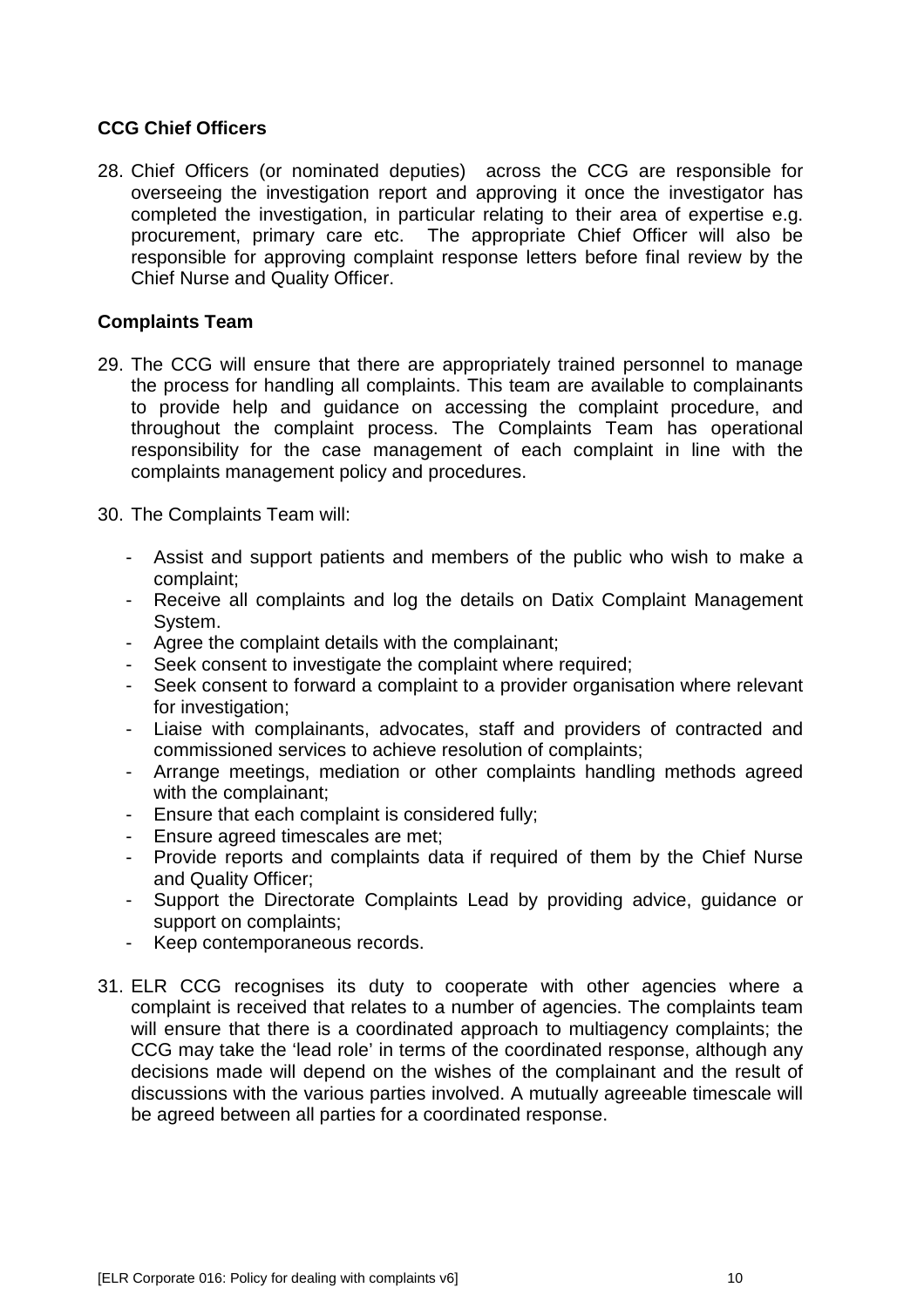**CCG Chief Officers**

28. Chief Officers (or nominated deputies) across the CCG are responsible for overseeing the investigation report and approving it once the investigator has completed the investigation, in particular relating to their area of expertise e.g. procurement, primary care etc. The appropriate Chief Officer will also be responsible for approving complaint response letters before final review by the Chief Nurse and Quality Officer.

**Complaints Team**

29. The CCG will ensure that there are appropriately trained personnel to manage the process for handling all complaints. This team are available to complainants to provide help and guidance on accessing the complaint procedure, and throughout the complaint process. The Complaints Team has operational responsibility for the case management of each complaint in line with the complaints management policy and procedures.

30. The Complaints Team will:

   - Assist and support patients and members of the public who wish to make a complaint;
   - Receive all complaints and log the details on Datix Complaint Management System.
   - Agree the complaint details with the complainant;
   - Seek consent to investigate the complaint where required;
   - Seek consent to forward a complaint to a provider organisation where relevant for investigation;
   - Liaise with complainants, advocates, staff and providers of contracted and commissioned services to achieve resolution of complaints;
   - Arrange meetings, mediation or other complaints handling methods agreed with the complainant;
   - Ensure that each complaint is considered fully;
   - Ensure agreed timescales are met;
   - Provide reports and complaints data if required of them by the Chief Nurse and Quality Officer;
   - Support the Directorate Complaints Lead by providing advice, guidance or support on complaints;
   - Keep contemporaneous records.

31. ELR CCG recognises its duty to cooperate with other agencies where a complaint is received that relates to a number of agencies. The complaints team will ensure that there is a coordinated approach to multiagency complaints; the CCG may take the 'lead role' in terms of the coordinated response, although any decisions made will depend on the wishes of the complainant and the result of discussions with the various parties involved. A mutually agreeable timescale will be agreed between all parties for a coordinated response.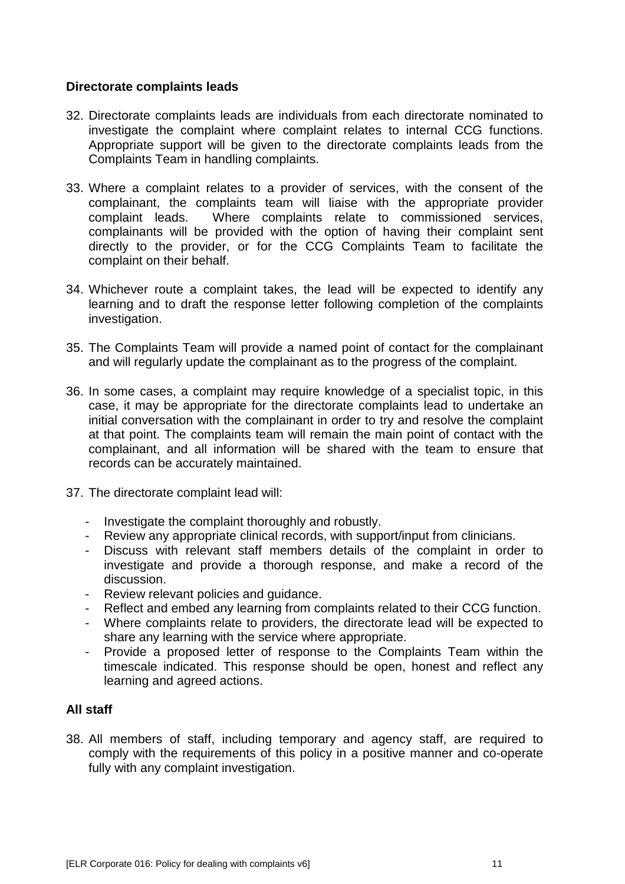### Directorate complaints leads

32. Directorate complaints leads are individuals from each directorate nominated to investigate the complaint where complaint relates to internal CCG functions. Appropriate support will be given to the directorate complaints leads from the Complaints Team in handling complaints.

33. Where a complaint relates to a provider of services, with the consent of the complainant, the complaints team will liaise with the appropriate provider complaint leads. Where complaints relate to commissioned services, complainants will be provided with the option of having their complaint sent directly to the provider, or for the CCG Complaints Team to facilitate the complaint on their behalf.

34. Whichever route a complaint takes, the lead will be expected to identify any learning and to draft the response letter following completion of the complaints investigation.

35. The Complaints Team will provide a named point of contact for the complainant and will regularly update the complainant as to the progress of the complaint.

36. In some cases, a complaint may require knowledge of a specialist topic, in this case, it may be appropriate for the directorate complaints lead to undertake an initial conversation with the complainant in order to try and resolve the complaint at that point. The complaints team will remain the main point of contact with the complainant, and all information will be shared with the team to ensure that records can be accurately maintained.

37. The directorate complaint lead will:

    - Investigate the complaint thoroughly and robustly.
    - Review any appropriate clinical records, with support/input from clinicians.
    - Discuss with relevant staff members details of the complaint in order to investigate and provide a thorough response, and make a record of the discussion.
    - Review relevant policies and guidance.
    - Reflect and embed any learning from complaints related to their CCG function.
    - Where complaints relate to providers, the directorate lead will be expected to share any learning with the service where appropriate.
    - Provide a proposed letter of response to the Complaints Team within the timescale indicated. This response should be open, honest and reflect any learning and agreed actions.

### All staff

38. All members of staff, including temporary and agency staff, are required to comply with the requirements of this policy in a positive manner and co-operate fully with any complaint investigation.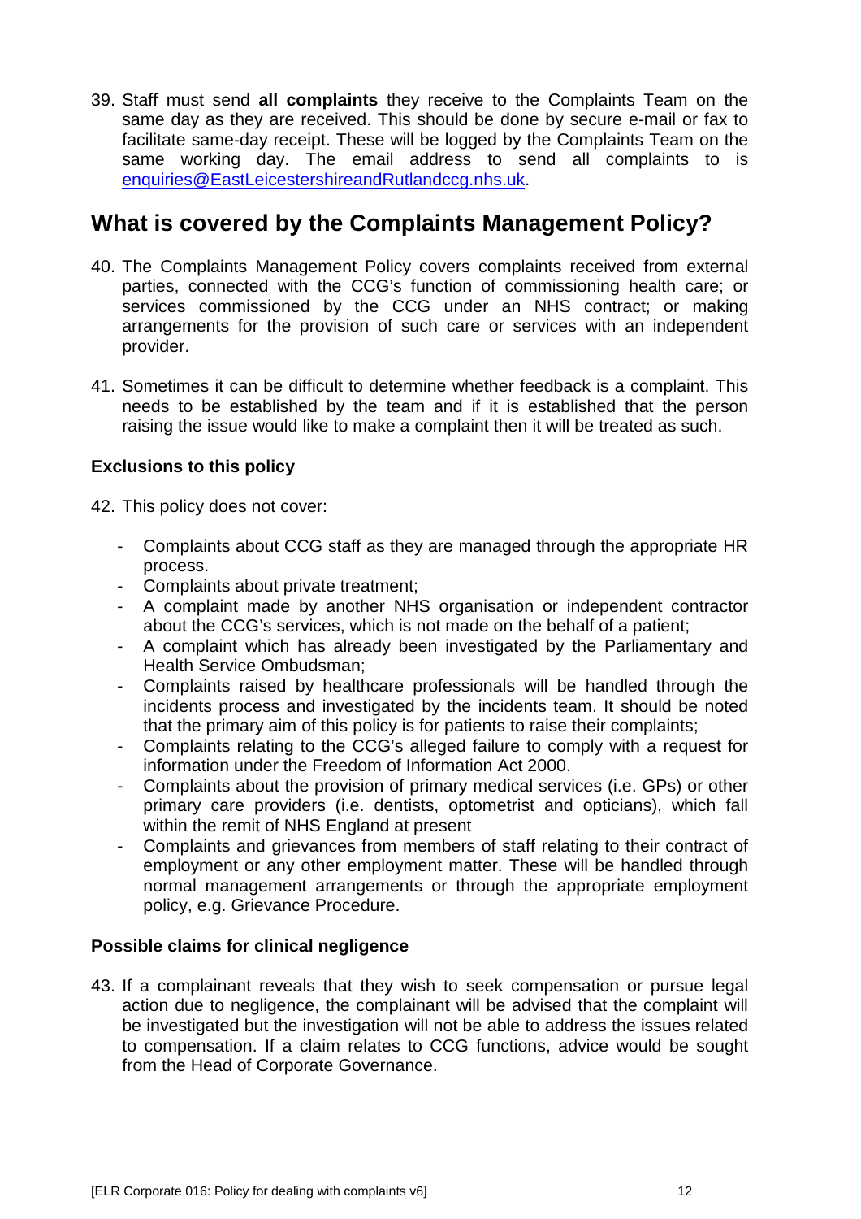39. Staff must send **all complaints** they receive to the Complaints Team on the same day as they are received. This should be done by secure e-mail or fax to facilitate same-day receipt. These will be logged by the Complaints Team on the same working day. The email address to send all complaints to is enquiries@EastLeicestershireandRutlandccg.nhs.uk.

## What is covered by the Complaints Management Policy?

40. The Complaints Management Policy covers complaints received from external parties, connected with the CCG's function of commissioning health care; or services commissioned by the CCG under an NHS contract; or making arrangements for the provision of such care or services with an independent provider.

41. Sometimes it can be difficult to determine whether feedback is a complaint. This needs to be established by the team and if it is established that the person raising the issue would like to make a complaint then it will be treated as such.

### Exclusions to this policy

42. This policy does not cover:

- Complaints about CCG staff as they are managed through the appropriate HR process.
- Complaints about private treatment;
- A complaint made by another NHS organisation or independent contractor about the CCG's services, which is not made on the behalf of a patient;
- A complaint which has already been investigated by the Parliamentary and Health Service Ombudsman;
- Complaints raised by healthcare professionals will be handled through the incidents process and investigated by the incidents team. It should be noted that the primary aim of this policy is for patients to raise their complaints;
- Complaints relating to the CCG's alleged failure to comply with a request for information under the Freedom of Information Act 2000.
- Complaints about the provision of primary medical services (i.e. GPs) or other primary care providers (i.e. dentists, optometrist and opticians), which fall within the remit of NHS England at present
- Complaints and grievances from members of staff relating to their contract of employment or any other employment matter. These will be handled through normal management arrangements or through the appropriate employment policy, e.g. Grievance Procedure.

### Possible claims for clinical negligence

43. If a complainant reveals that they wish to seek compensation or pursue legal action due to negligence, the complainant will be advised that the complaint will be investigated but the investigation will not be able to address the issues related to compensation. If a claim relates to CCG functions, advice would be sought from the Head of Corporate Governance.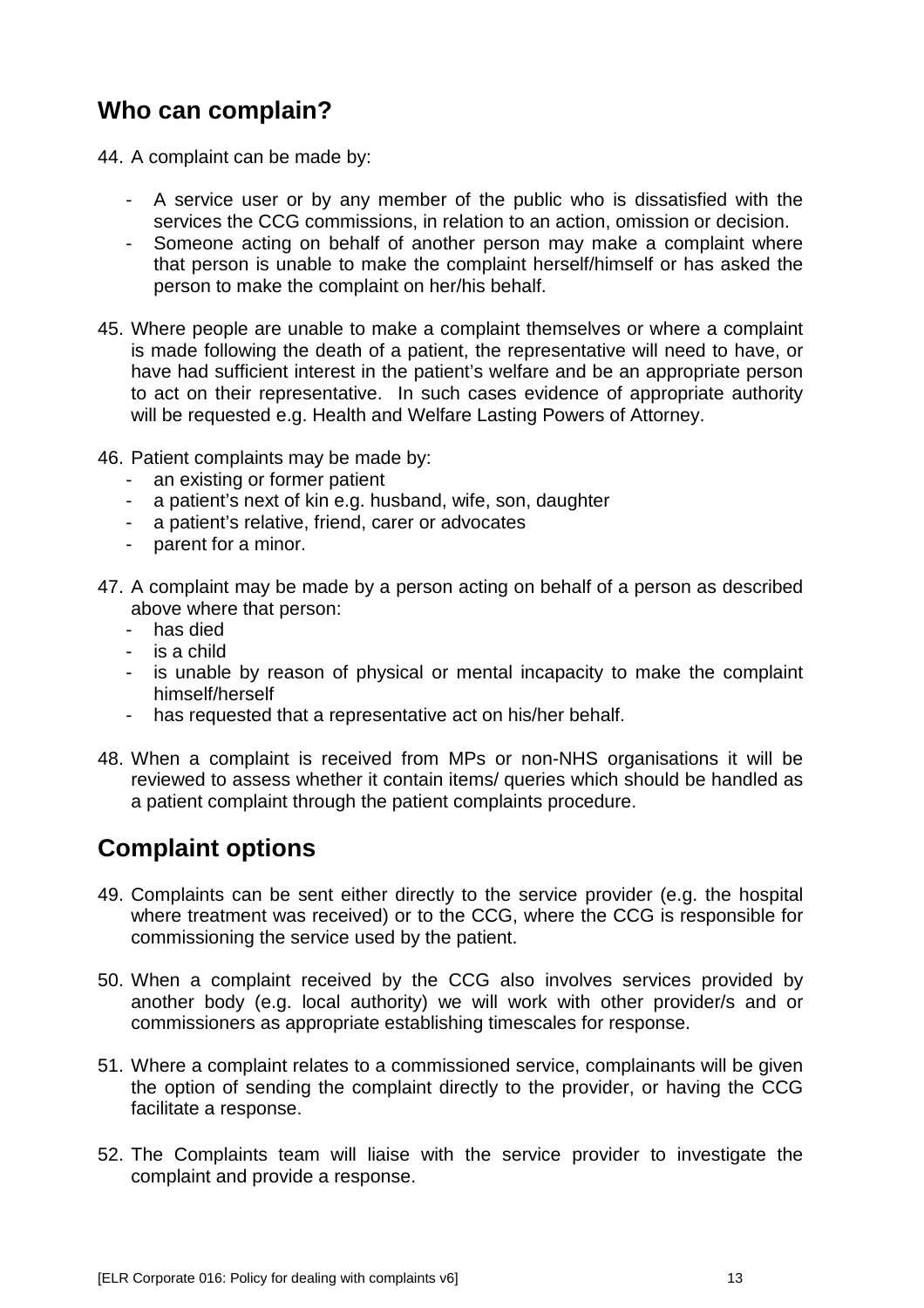## Who can complain?

44. A complaint can be made by:

    - A service user or by any member of the public who is dissatisfied with the services the CCG commissions, in relation to an action, omission or decision.
    - Someone acting on behalf of another person may make a complaint where that person is unable to make the complaint herself/himself or has asked the person to make the complaint on her/his behalf.

45. Where people are unable to make a complaint themselves or where a complaint is made following the death of a patient, the representative will need to have, or have had sufficient interest in the patient's welfare and be an appropriate person to act on their representative. In such cases evidence of appropriate authority will be requested e.g. Health and Welfare Lasting Powers of Attorney.

46. Patient complaints may be made by:
    - an existing or former patient
    - a patient's next of kin e.g. husband, wife, son, daughter
    - a patient's relative, friend, carer or advocates
    - parent for a minor.

47. A complaint may be made by a person acting on behalf of a person as described above where that person:
    - has died
    - is a child
    - is unable by reason of physical or mental incapacity to make the complaint himself/herself
    - has requested that a representative act on his/her behalf.

48. When a complaint is received from MPs or non-NHS organisations it will be reviewed to assess whether it contain items/ queries which should be handled as a patient complaint through the patient complaints procedure.

## Complaint options

49. Complaints can be sent either directly to the service provider (e.g. the hospital where treatment was received) or to the CCG, where the CCG is responsible for commissioning the service used by the patient.

50. When a complaint received by the CCG also involves services provided by another body (e.g. local authority) we will work with other provider/s and or commissioners as appropriate establishing timescales for response.

51. Where a complaint relates to a commissioned service, complainants will be given the option of sending the complaint directly to the provider, or having the CCG facilitate a response.

52. The Complaints team will liaise with the service provider to investigate the complaint and provide a response.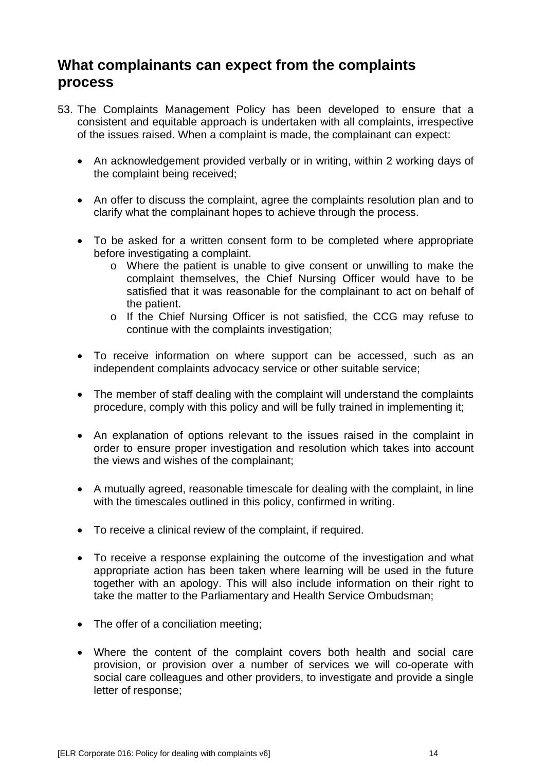## What complainants can expect from the complaints process

53. The Complaints Management Policy has been developed to ensure that a consistent and equitable approach is undertaken with all complaints, irrespective of the issues raised. When a complaint is made, the complainant can expect:

    - An acknowledgement provided verbally or in writing, within 2 working days of the complaint being received;
    - An offer to discuss the complaint, agree the complaints resolution plan and to clarify what the complainant hopes to achieve through the process.
    - To be asked for a written consent form to be completed where appropriate before investigating a complaint.
        - Where the patient is unable to give consent or unwilling to make the complaint themselves, the Chief Nursing Officer would have to be satisfied that it was reasonable for the complainant to act on behalf of the patient.
        - If the Chief Nursing Officer is not satisfied, the CCG may refuse to continue with the complaints investigation;
    - To receive information on where support can be accessed, such as an independent complaints advocacy service or other suitable service;
    - The member of staff dealing with the complaint will understand the complaints procedure, comply with this policy and will be fully trained in implementing it;
    - An explanation of options relevant to the issues raised in the complaint in order to ensure proper investigation and resolution which takes into account the views and wishes of the complainant;
    - A mutually agreed, reasonable timescale for dealing with the complaint, in line with the timescales outlined in this policy, confirmed in writing.
    - To receive a clinical review of the complaint, if required.
    - To receive a response explaining the outcome of the investigation and what appropriate action has been taken where learning will be used in the future together with an apology. This will also include information on their right to take the matter to the Parliamentary and Health Service Ombudsman;
    - The offer of a conciliation meeting;
    - Where the content of the complaint covers both health and social care provision, or provision over a number of services we will co-operate with social care colleagues and other providers, to investigate and provide a single letter of response;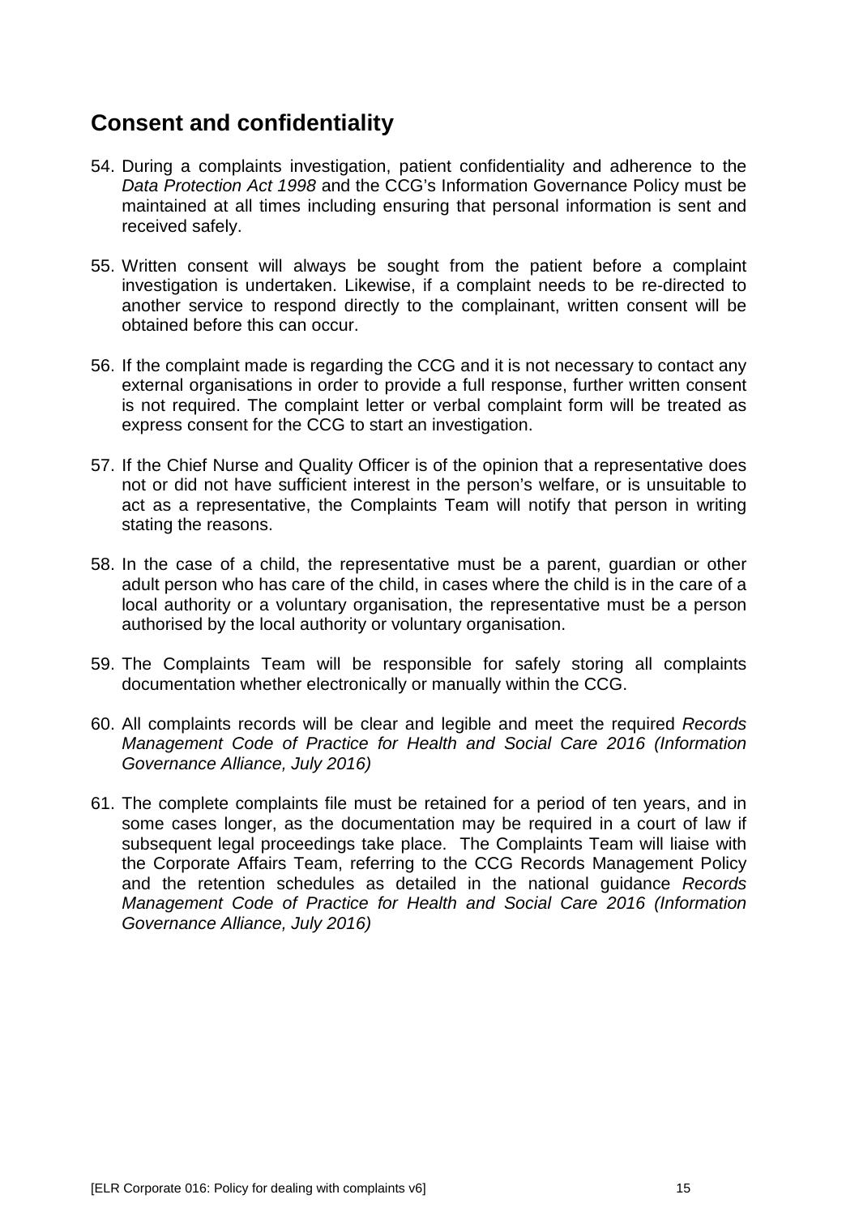## Consent and confidentiality

54. During a complaints investigation, patient confidentiality and adherence to the *Data Protection Act 1998* and the CCG's Information Governance Policy must be maintained at all times including ensuring that personal information is sent and received safely.

55. Written consent will always be sought from the patient before a complaint investigation is undertaken. Likewise, if a complaint needs to be re-directed to another service to respond directly to the complainant, written consent will be obtained before this can occur.

56. If the complaint made is regarding the CCG and it is not necessary to contact any external organisations in order to provide a full response, further written consent is not required. The complaint letter or verbal complaint form will be treated as express consent for the CCG to start an investigation.

57. If the Chief Nurse and Quality Officer is of the opinion that a representative does not or did not have sufficient interest in the person's welfare, or is unsuitable to act as a representative, the Complaints Team will notify that person in writing stating the reasons.

58. In the case of a child, the representative must be a parent, guardian or other adult person who has care of the child, in cases where the child is in the care of a local authority or a voluntary organisation, the representative must be a person authorised by the local authority or voluntary organisation.

59. The Complaints Team will be responsible for safely storing all complaints documentation whether electronically or manually within the CCG.

60. All complaints records will be clear and legible and meet the required *Records Management Code of Practice for Health and Social Care 2016 (Information Governance Alliance, July 2016)*

61. The complete complaints file must be retained for a period of ten years, and in some cases longer, as the documentation may be required in a court of law if subsequent legal proceedings take place. The Complaints Team will liaise with the Corporate Affairs Team, referring to the CCG Records Management Policy and the retention schedules as detailed in the national guidance *Records Management Code of Practice for Health and Social Care 2016 (Information Governance Alliance, July 2016)*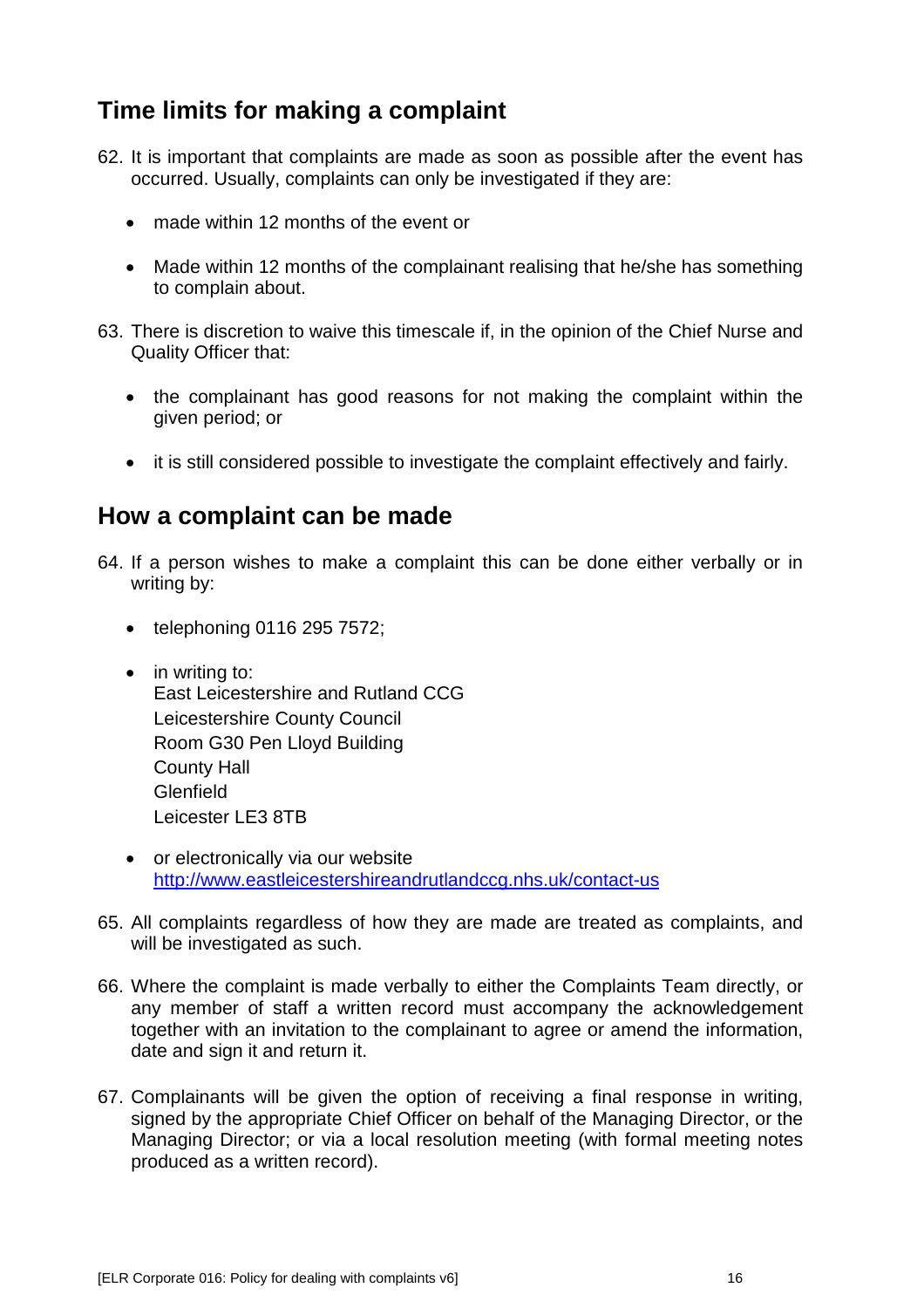## Time limits for making a complaint

62. It is important that complaints are made as soon as possible after the event has occurred. Usually, complaints can only be investigated if they are:

    - made within 12 months of the event or
    - Made within 12 months of the complainant realising that he/she has something to complain about.

63. There is discretion to waive this timescale if, in the opinion of the Chief Nurse and Quality Officer that:

    - the complainant has good reasons for not making the complaint within the given period; or
    - it is still considered possible to investigate the complaint effectively and fairly.

## How a complaint can be made

64. If a person wishes to make a complaint this can be done either verbally or in writing by:

    - telephoning 0116 295 7572;
    - in writing to:
      East Leicestershire and Rutland CCG
      Leicestershire County Council
      Room G30 Pen Lloyd Building
      County Hall
      Glenfield
      Leicester LE3 8TB
    - or electronically via our website
      [http://www.eastleicestershireandrutlandccg.nhs.uk/contact-us](http://www.eastleicestershireandrutlandccg.nhs.uk/contact-us)

65. All complaints regardless of how they are made are treated as complaints, and will be investigated as such.

66. Where the complaint is made verbally to either the Complaints Team directly, or any member of staff a written record must accompany the acknowledgement together with an invitation to the complainant to agree or amend the information, date and sign it and return it.

67. Complainants will be given the option of receiving a final response in writing, signed by the appropriate Chief Officer on behalf of the Managing Director, or the Managing Director; or via a local resolution meeting (with formal meeting notes produced as a written record).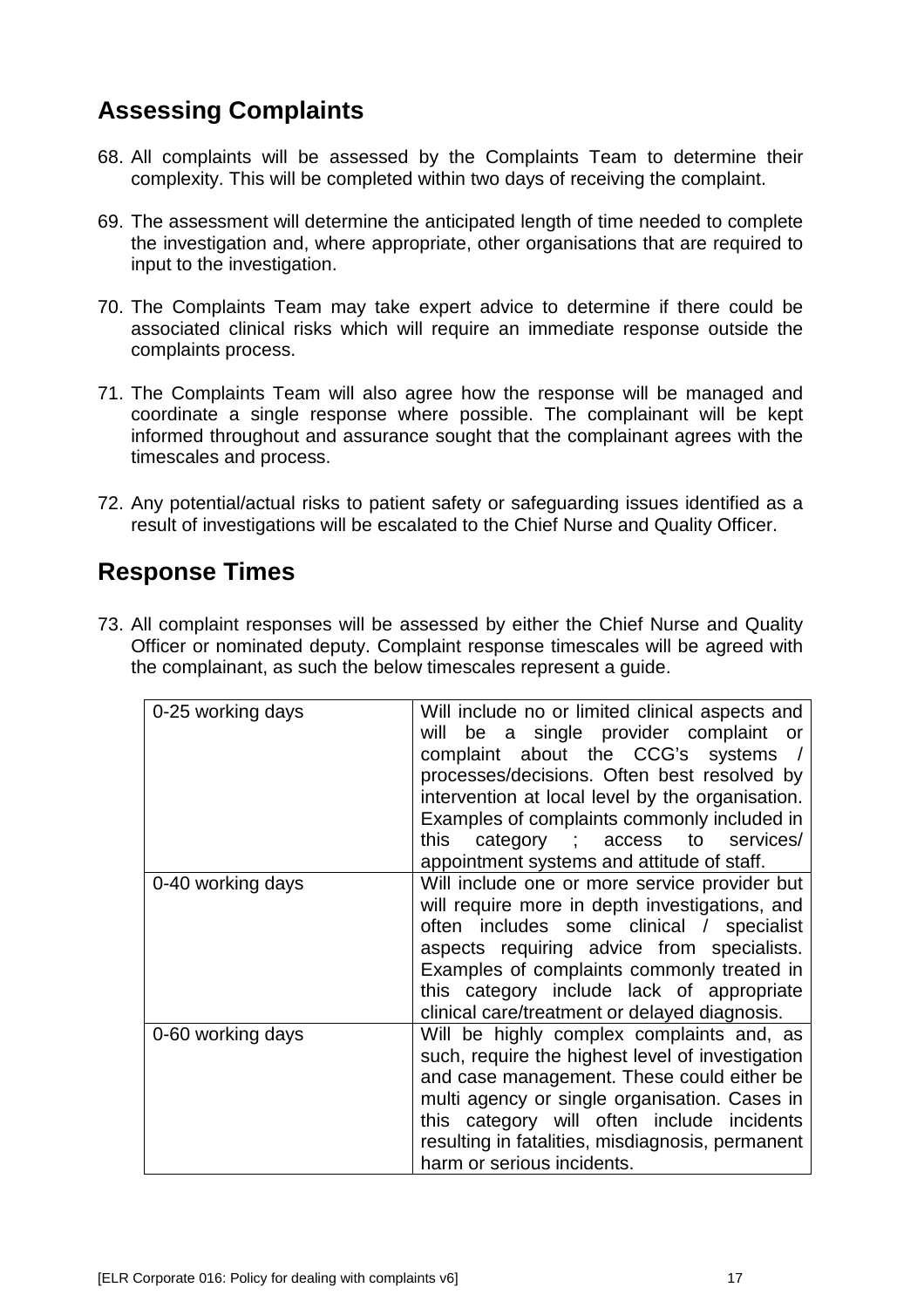## Assessing Complaints

68. All complaints will be assessed by the Complaints Team to determine their complexity. This will be completed within two days of receiving the complaint.

69. The assessment will determine the anticipated length of time needed to complete the investigation and, where appropriate, other organisations that are required to input to the investigation.

70. The Complaints Team may take expert advice to determine if there could be associated clinical risks which will require an immediate response outside the complaints process.

71. The Complaints Team will also agree how the response will be managed and coordinate a single response where possible. The complainant will be kept informed throughout and assurance sought that the complainant agrees with the timescales and process.

72. Any potential/actual risks to patient safety or safeguarding issues identified as a result of investigations will be escalated to the Chief Nurse and Quality Officer.

## Response Times

73. All complaint responses will be assessed by either the Chief Nurse and Quality Officer or nominated deputy. Complaint response timescales will be agreed with the complainant, as such the below timescales represent a guide.

| | |
|---|---|
| 0-25 working days | Will include no or limited clinical aspects and will be a single provider complaint or complaint about the CCG's systems / processes/decisions. Often best resolved by intervention at local level by the organisation. Examples of complaints commonly included in this category ; access to services/ appointment systems and attitude of staff. |
| 0-40 working days | Will include one or more service provider but will require more in depth investigations, and often includes some clinical / specialist aspects requiring advice from specialists. Examples of complaints commonly treated in this category include lack of appropriate clinical care/treatment or delayed diagnosis. |
| 0-60 working days | Will be highly complex complaints and, as such, require the highest level of investigation and case management. These could either be multi agency or single organisation. Cases in this category will often include incidents resulting in fatalities, misdiagnosis, permanent harm or serious incidents. |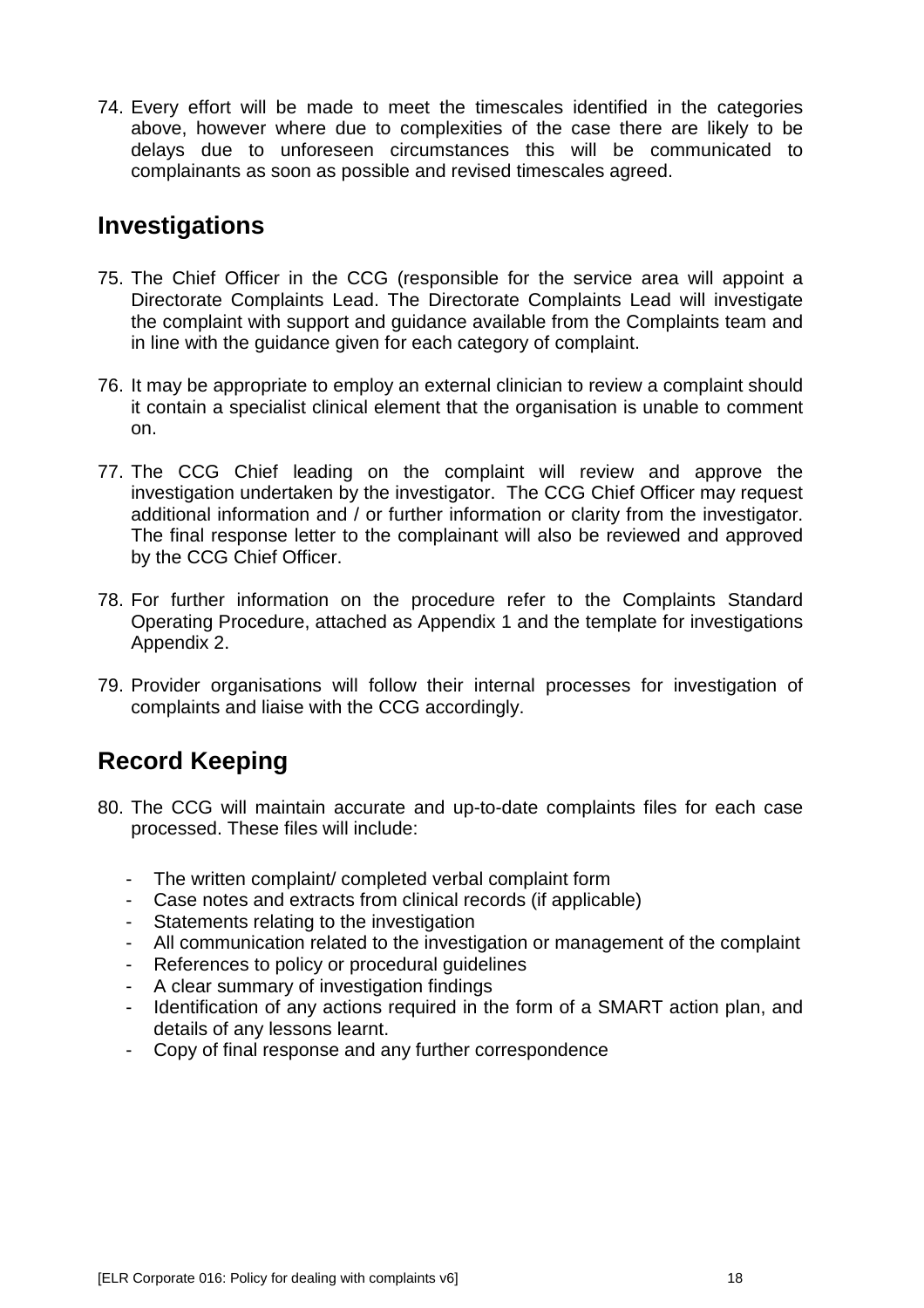74. Every effort will be made to meet the timescales identified in the categories above, however where due to complexities of the case there are likely to be delays due to unforeseen circumstances this will be communicated to complainants as soon as possible and revised timescales agreed.

## Investigations

75. The Chief Officer in the CCG (responsible for the service area will appoint a Directorate Complaints Lead. The Directorate Complaints Lead will investigate the complaint with support and guidance available from the Complaints team and in line with the guidance given for each category of complaint.

76. It may be appropriate to employ an external clinician to review a complaint should it contain a specialist clinical element that the organisation is unable to comment on.

77. The CCG Chief leading on the complaint will review and approve the investigation undertaken by the investigator. The CCG Chief Officer may request additional information and / or further information or clarity from the investigator. The final response letter to the complainant will also be reviewed and approved by the CCG Chief Officer.

78. For further information on the procedure refer to the Complaints Standard Operating Procedure, attached as Appendix 1 and the template for investigations Appendix 2.

79. Provider organisations will follow their internal processes for investigation of complaints and liaise with the CCG accordingly.

## Record Keeping

80. The CCG will maintain accurate and up-to-date complaints files for each case processed. These files will include:

    - The written complaint/ completed verbal complaint form
    - Case notes and extracts from clinical records (if applicable)
    - Statements relating to the investigation
    - All communication related to the investigation or management of the complaint
    - References to policy or procedural guidelines
    - A clear summary of investigation findings
    - Identification of any actions required in the form of a SMART action plan, and details of any lessons learnt.
    - Copy of final response and any further correspondence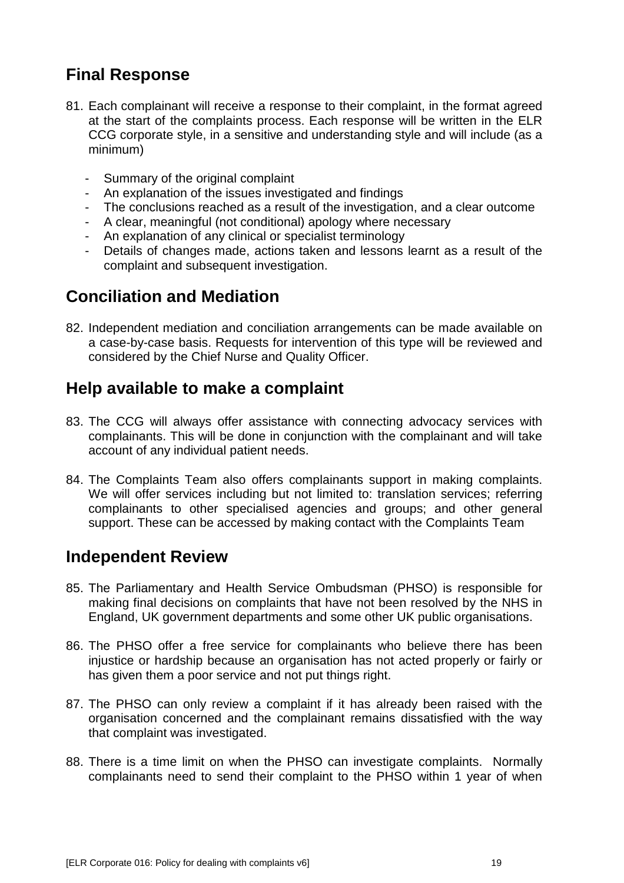## Final Response

81. Each complainant will receive a response to their complaint, in the format agreed at the start of the complaints process. Each response will be written in the ELR CCG corporate style, in a sensitive and understanding style and will include (as a minimum)

    - Summary of the original complaint
    - An explanation of the issues investigated and findings
    - The conclusions reached as a result of the investigation, and a clear outcome
    - A clear, meaningful (not conditional) apology where necessary
    - An explanation of any clinical or specialist terminology
    - Details of changes made, actions taken and lessons learnt as a result of the complaint and subsequent investigation.

## Conciliation and Mediation

82. Independent mediation and conciliation arrangements can be made available on a case-by-case basis. Requests for intervention of this type will be reviewed and considered by the Chief Nurse and Quality Officer.

## Help available to make a complaint

83. The CCG will always offer assistance with connecting advocacy services with complainants. This will be done in conjunction with the complainant and will take account of any individual patient needs.

84. The Complaints Team also offers complainants support in making complaints. We will offer services including but not limited to: translation services; referring complainants to other specialised agencies and groups; and other general support. These can be accessed by making contact with the Complaints Team

## Independent Review

85. The Parliamentary and Health Service Ombudsman (PHSO) is responsible for making final decisions on complaints that have not been resolved by the NHS in England, UK government departments and some other UK public organisations.

86. The PHSO offer a free service for complainants who believe there has been injustice or hardship because an organisation has not acted properly or fairly or has given them a poor service and not put things right.

87. The PHSO can only review a complaint if it has already been raised with the organisation concerned and the complainant remains dissatisfied with the way that complaint was investigated.

88. There is a time limit on when the PHSO can investigate complaints. Normally complainants need to send their complaint to the PHSO within 1 year of when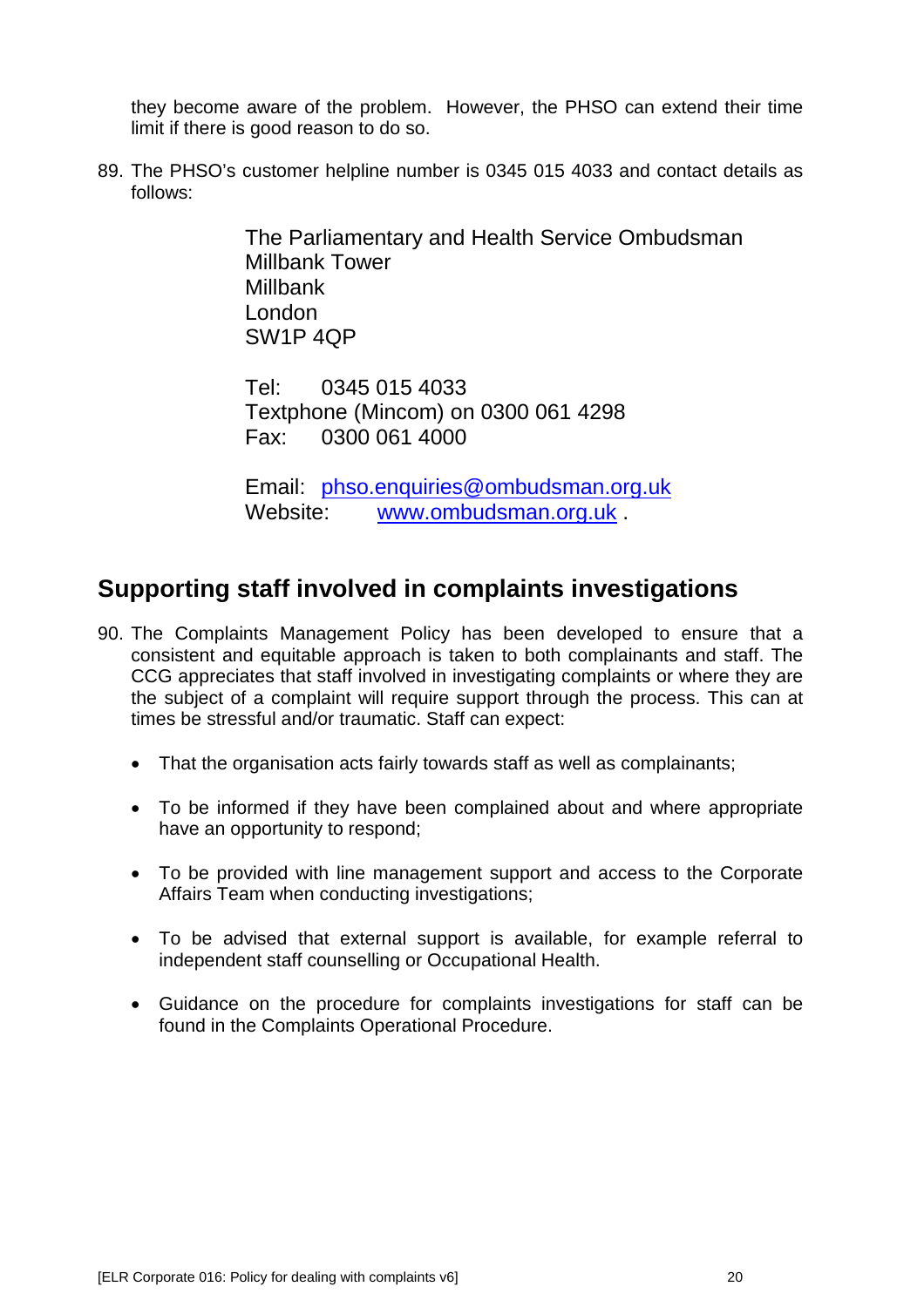they become aware of the problem. However, the PHSO can extend their time limit if there is good reason to do so.

89. The PHSO's customer helpline number is 0345 015 4033 and contact details as follows:

    The Parliamentary and Health Service Ombudsman
    Millbank Tower
    Millbank
    London
    SW1P 4QP

    Tel: 0345 015 4033
    Textphone (Mincom) on 0300 061 4298
    Fax: 0300 061 4000

    Email: phso.enquiries@ombudsman.org.uk
    Website: www.ombudsman.org.uk .

## Supporting staff involved in complaints investigations

90. The Complaints Management Policy has been developed to ensure that a consistent and equitable approach is taken to both complainants and staff. The CCG appreciates that staff involved in investigating complaints or where they are the subject of a complaint will require support through the process. This can at times be stressful and/or traumatic. Staff can expect:

    - That the organisation acts fairly towards staff as well as complainants;
    - To be informed if they have been complained about and where appropriate have an opportunity to respond;
    - To be provided with line management support and access to the Corporate Affairs Team when conducting investigations;
    - To be advised that external support is available, for example referral to independent staff counselling or Occupational Health.
    - Guidance on the procedure for complaints investigations for staff can be found in the Complaints Operational Procedure.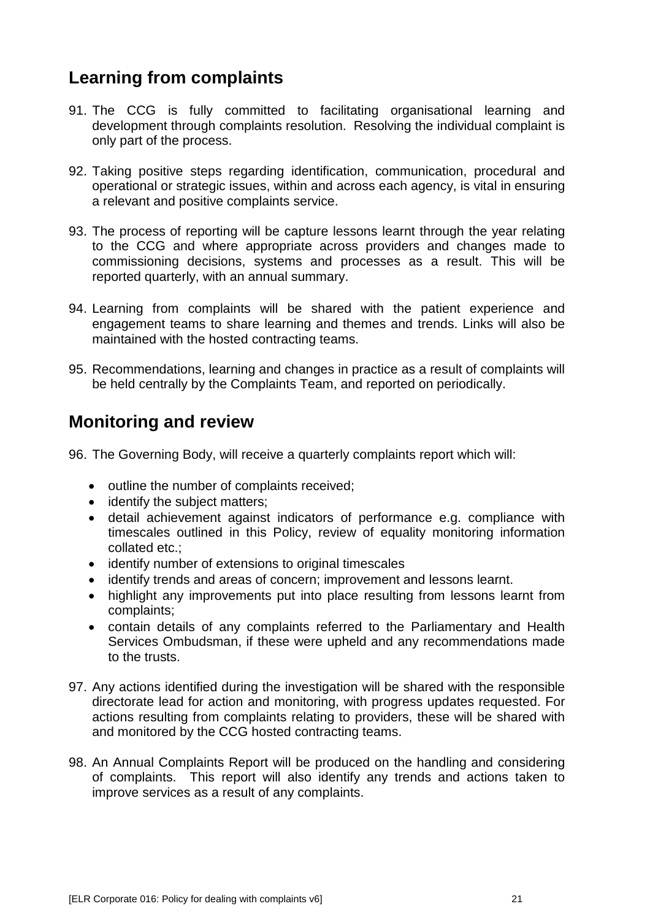## Learning from complaints

91. The CCG is fully committed to facilitating organisational learning and development through complaints resolution. Resolving the individual complaint is only part of the process.

92. Taking positive steps regarding identification, communication, procedural and operational or strategic issues, within and across each agency, is vital in ensuring a relevant and positive complaints service.

93. The process of reporting will be capture lessons learnt through the year relating to the CCG and where appropriate across providers and changes made to commissioning decisions, systems and processes as a result. This will be reported quarterly, with an annual summary.

94. Learning from complaints will be shared with the patient experience and engagement teams to share learning and themes and trends. Links will also be maintained with the hosted contracting teams.

95. Recommendations, learning and changes in practice as a result of complaints will be held centrally by the Complaints Team, and reported on periodically.

## Monitoring and review

96. The Governing Body, will receive a quarterly complaints report which will:

    - outline the number of complaints received;
    - identify the subject matters;
    - detail achievement against indicators of performance e.g. compliance with timescales outlined in this Policy, review of equality monitoring information collated etc.;
    - identify number of extensions to original timescales
    - identify trends and areas of concern; improvement and lessons learnt.
    - highlight any improvements put into place resulting from lessons learnt from complaints;
    - contain details of any complaints referred to the Parliamentary and Health Services Ombudsman, if these were upheld and any recommendations made to the trusts.

97. Any actions identified during the investigation will be shared with the responsible directorate lead for action and monitoring, with progress updates requested. For actions resulting from complaints relating to providers, these will be shared with and monitored by the CCG hosted contracting teams.

98. An Annual Complaints Report will be produced on the handling and considering of complaints. This report will also identify any trends and actions taken to improve services as a result of any complaints.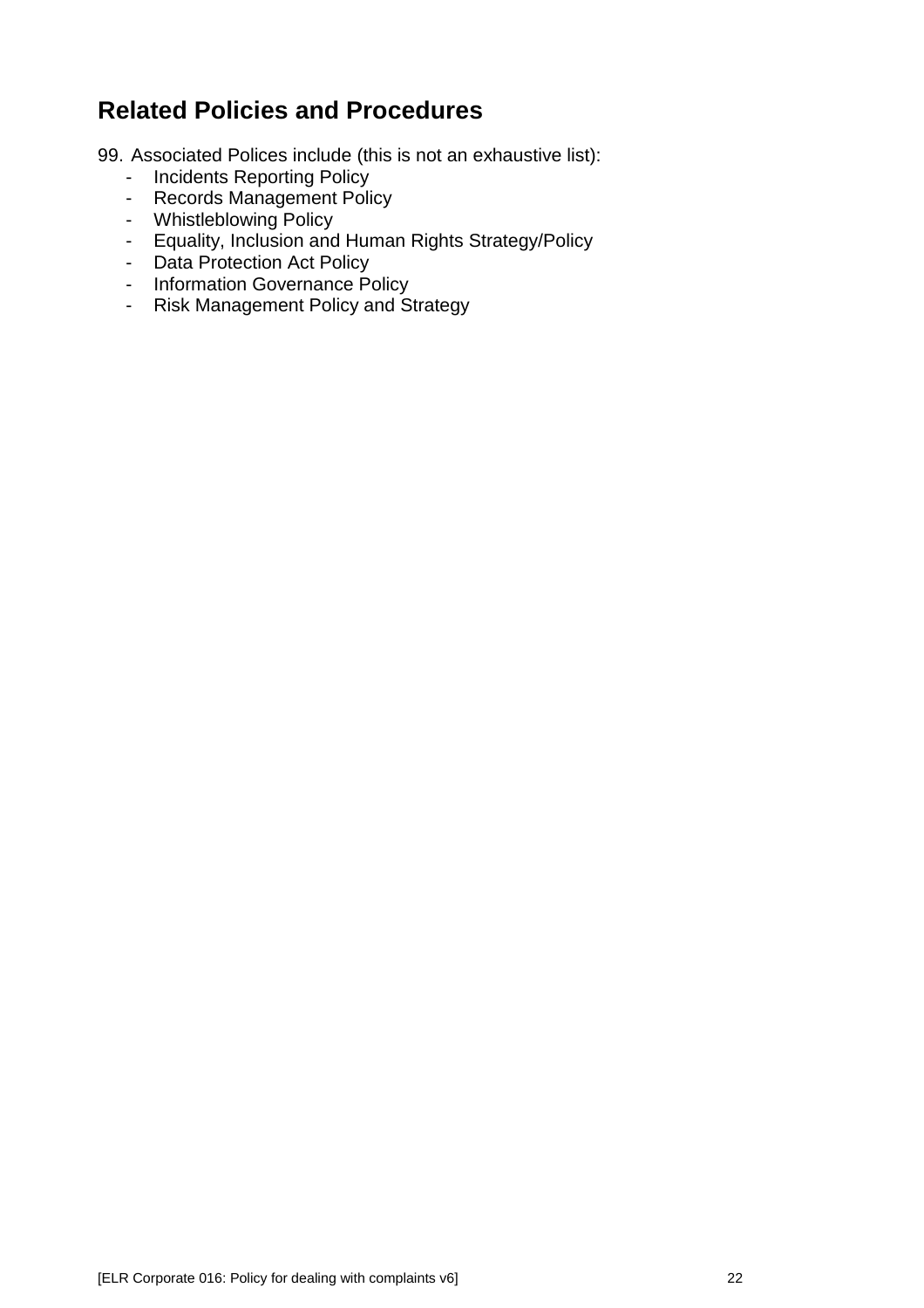## Related Policies and Procedures

99. Associated Polices include (this is not an exhaustive list):
    - Incidents Reporting Policy
    - Records Management Policy
    - Whistleblowing Policy
    - Equality, Inclusion and Human Rights Strategy/Policy
    - Data Protection Act Policy
    - Information Governance Policy
    - Risk Management Policy and Strategy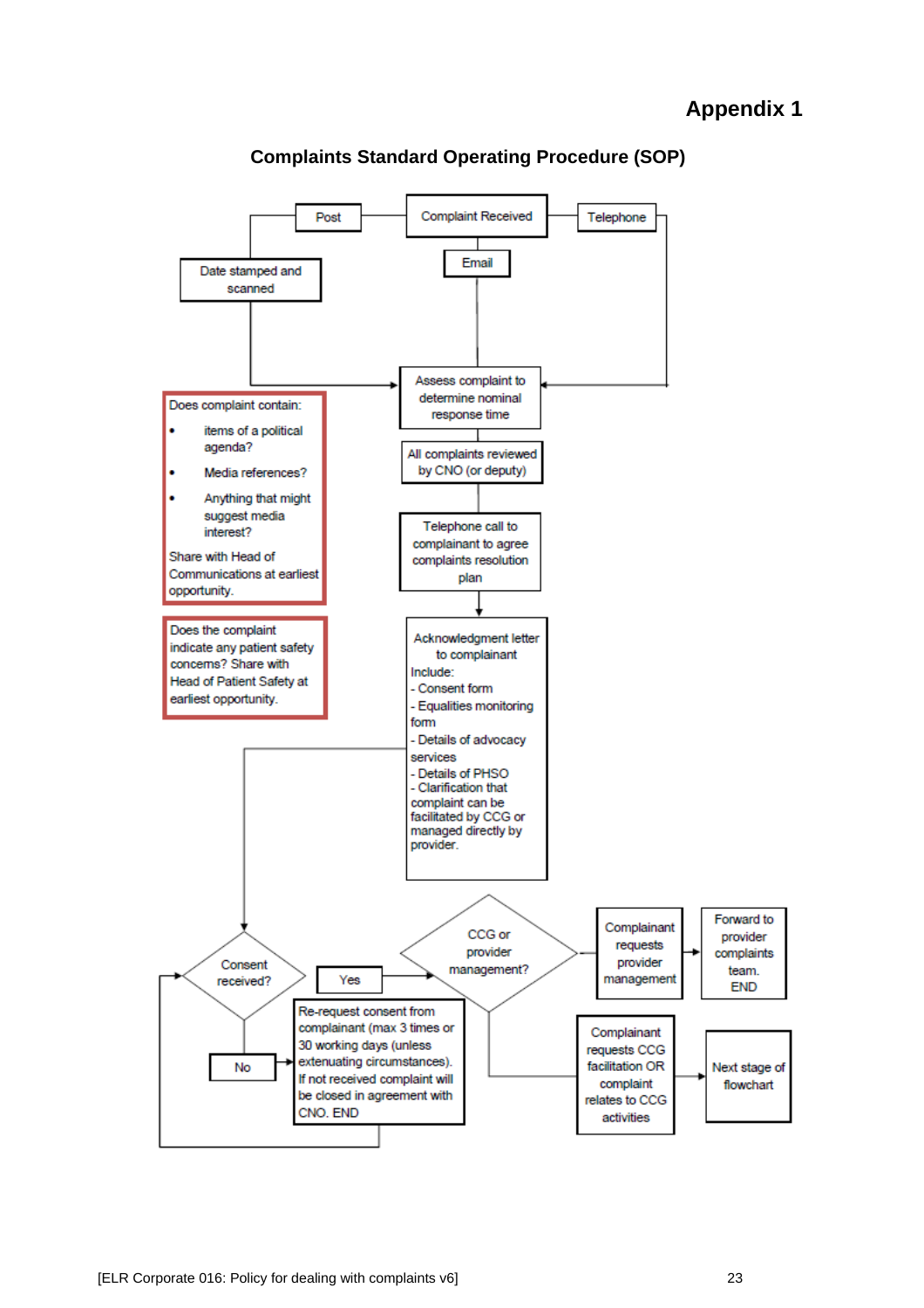# Appendix 1

## Complaints Standard Operating Procedure (SOP)

Complaint Received

Post

Email

Telephone

Date stamped and scanned

Assess complaint to determine nominal response time

All complaints reviewed by CNO (or deputy)

Telephone call to complainant to agree complaints resolution plan

Does complaint contain:

- items of a political agenda?
- Media references?
- Anything that might suggest media interest?

Share with Head of Communications at earliest opportunity.

Does the complaint indicate any patient safety concerns? Share with Head of Patient Safety at earliest opportunity.

Acknowledgment letter to complainant
Include:
- Consent form
- Equalities monitoring form
- Details of advocacy services
- Details of PHSO
- Clarification that complaint can be facilitated by CCG or managed directly by provider.

Consent received?

Yes

No

Re-request consent from complainant (max 3 times or 30 working days (unless extenuating circumstances). If not received complaint will be closed in agreement with CNO. END

CCG or provider management?

Complainant requests provider management

Forward to provider complaints team. END

Complainant requests CCG facilitation OR complaint relates to CCG activities

Next stage of flowchart

[ELR Corporate 016: Policy for dealing with complaints v6]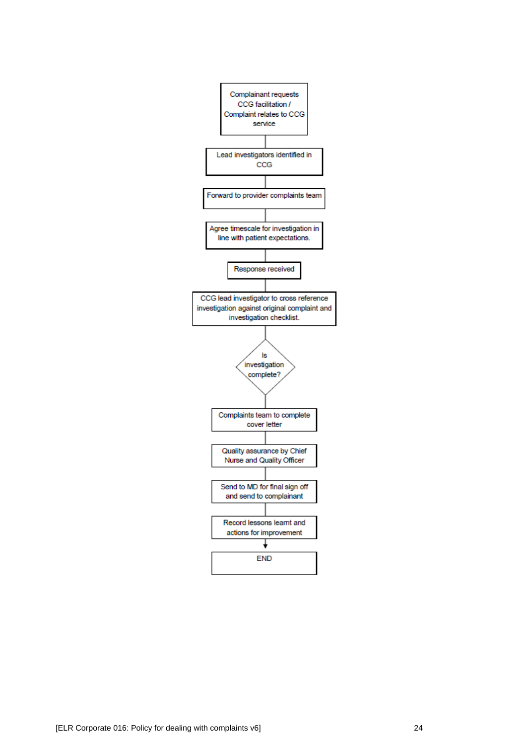Complainant requests CCG facilitation / Complaint relates to CCG service

↓

Lead investigators identified in CCG

↓

Forward to provider complaints team

↓

Agree timescale for investigation in line with patient expectations.

↓

Response received

↓

CCG lead investigator to cross reference investigation against original complaint and investigation checklist.

↓

Is investigation complete?

↓

Complaints team to complete cover letter

↓

Quality assurance by Chief Nurse and Quality Officer

↓

Send to MD for final sign off and send to complainant

↓

Record lessons learnt and actions for improvement

↓

END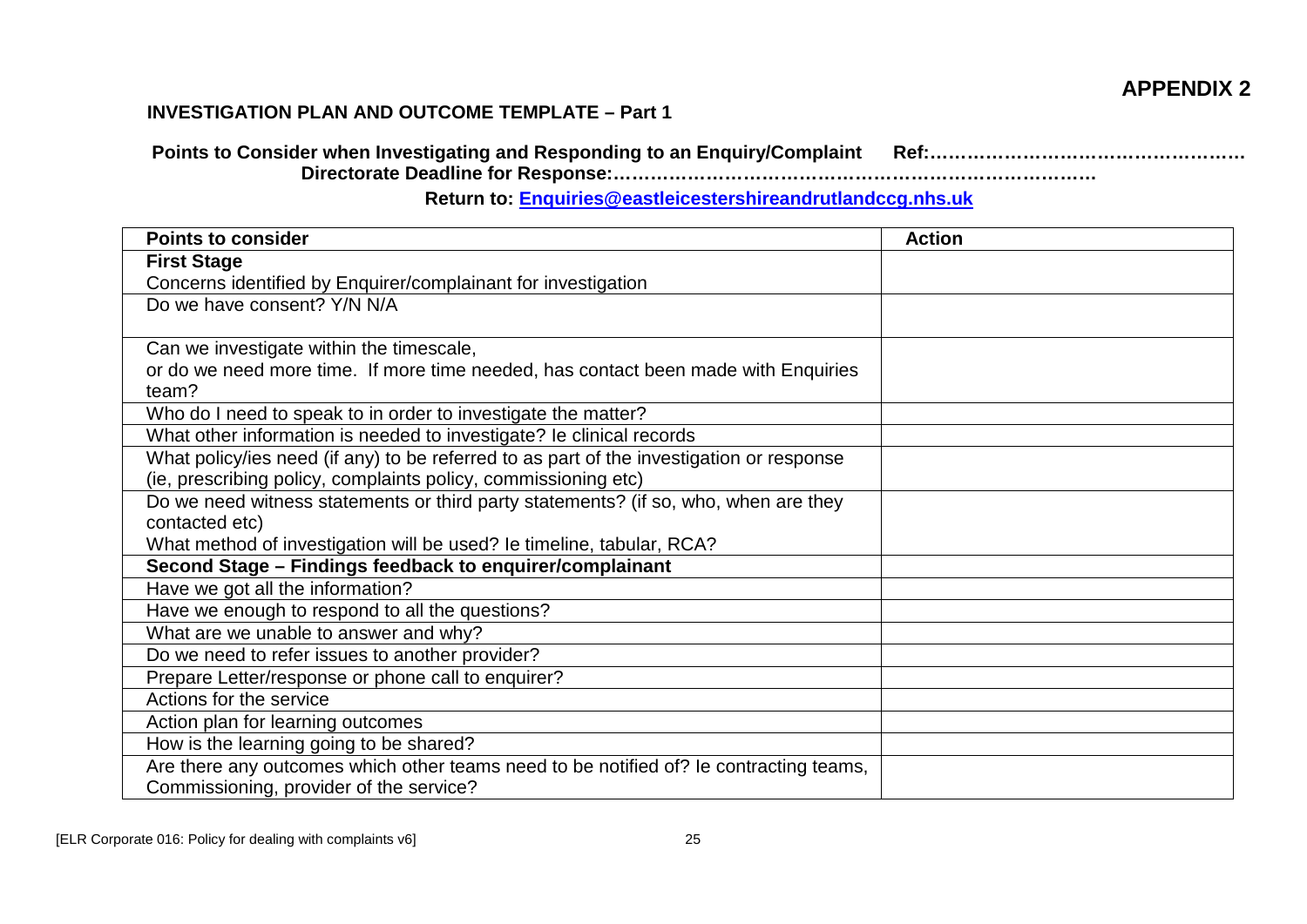## APPENDIX 2

### INVESTIGATION PLAN AND OUTCOME TEMPLATE – Part 1

**Points to Consider when Investigating and Responding to an Enquiry/Complaint  Ref:……………………………………………**
**Directorate Deadline for Response:……………………………………………………………………**

**Return to: Enquiries@eastleicestershireandrutlandccg.nhs.uk**

| Points to consider | Action |
|---|---|
| **First Stage**<br>Concerns identified by Enquirer/complainant for investigation | |
| Do we have consent? Y/N N/A | |
| Can we investigate within the timescale,<br>or do we need more time. If more time needed, has contact been made with Enquiries team? | |
| Who do I need to speak to in order to investigate the matter? | |
| What other information is needed to investigate? Ie clinical records | |
| What policy/ies need (if any) to be referred to as part of the investigation or response (ie, prescribing policy, complaints policy, commissioning etc) | |
| Do we need witness statements or third party statements? (if so, who, when are they contacted etc)<br>What method of investigation will be used? Ie timeline, tabular, RCA? | |
| **Second Stage – Findings feedback to enquirer/complainant** | |
| Have we got all the information? | |
| Have we enough to respond to all the questions? | |
| What are we unable to answer and why? | |
| Do we need to refer issues to another provider? | |
| Prepare Letter/response or phone call to enquirer? | |
| Actions for the service | |
| Action plan for learning outcomes | |
| How is the learning going to be shared? | |
| Are there any outcomes which other teams need to be notified of? Ie contracting teams, Commissioning, provider of the service? | |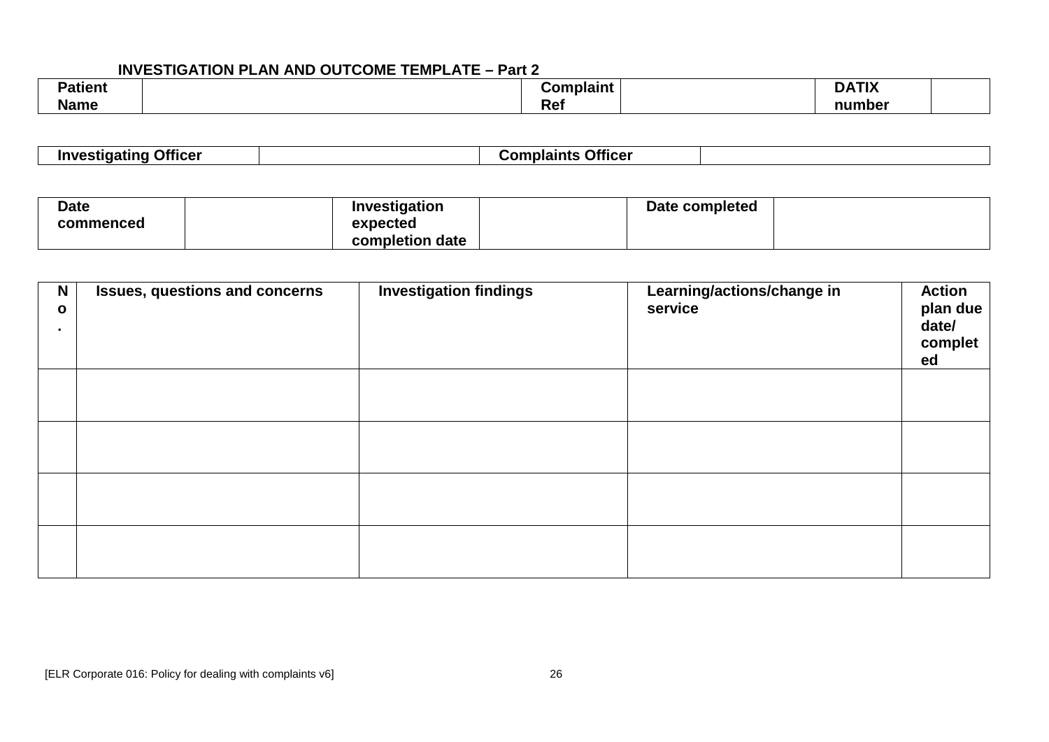**INVESTIGATION PLAN AND OUTCOME TEMPLATE – Part 2**

| **Patient Name** | | **Complaint Ref** | | **DATIX number** | |
|---|---|---|---|---|---|

| **Investigating Officer** | | **Complaints Officer** | |
|---|---|---|---|

| **Date commenced** | | **Investigation expected completion date** | | **Date completed** | |
|---|---|---|---|---|---|

| **No.** | **Issues, questions and concerns** | **Investigation findings** | **Learning/actions/change in service** | **Action plan due date/ completed** |
|---|---|---|---|---|
| | | | | |
| | | | | |
| | | | | |
| | | | | |

[ELR Corporate 016: Policy for dealing with complaints v6]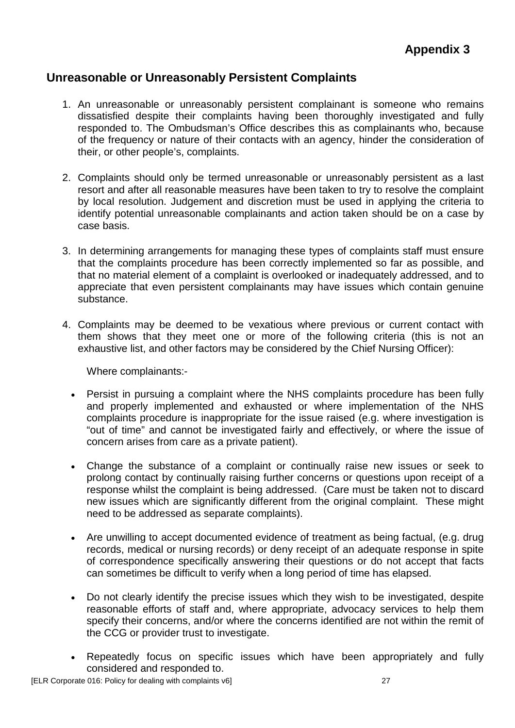**Appendix 3**

## Unreasonable or Unreasonably Persistent Complaints

1. An unreasonable or unreasonably persistent complainant is someone who remains dissatisfied despite their complaints having been thoroughly investigated and fully responded to. The Ombudsman's Office describes this as complainants who, because of the frequency or nature of their contacts with an agency, hinder the consideration of their, or other people's, complaints.

2. Complaints should only be termed unreasonable or unreasonably persistent as a last resort and after all reasonable measures have been taken to try to resolve the complaint by local resolution. Judgement and discretion must be used in applying the criteria to identify potential unreasonable complainants and action taken should be on a case by case basis.

3. In determining arrangements for managing these types of complaints staff must ensure that the complaints procedure has been correctly implemented so far as possible, and that no material element of a complaint is overlooked or inadequately addressed, and to appreciate that even persistent complainants may have issues which contain genuine substance.

4. Complaints may be deemed to be vexatious where previous or current contact with them shows that they meet one or more of the following criteria (this is not an exhaustive list, and other factors may be considered by the Chief Nursing Officer):

   Where complainants:-

   - Persist in pursuing a complaint where the NHS complaints procedure has been fully and properly implemented and exhausted or where implementation of the NHS complaints procedure is inappropriate for the issue raised (e.g. where investigation is "out of time" and cannot be investigated fairly and effectively, or where the issue of concern arises from care as a private patient).

   - Change the substance of a complaint or continually raise new issues or seek to prolong contact by continually raising further concerns or questions upon receipt of a response whilst the complaint is being addressed. (Care must be taken not to discard new issues which are significantly different from the original complaint. These might need to be addressed as separate complaints).

   - Are unwilling to accept documented evidence of treatment as being factual, (e.g. drug records, medical or nursing records) or deny receipt of an adequate response in spite of correspondence specifically answering their questions or do not accept that facts can sometimes be difficult to verify when a long period of time has elapsed.

   - Do not clearly identify the precise issues which they wish to be investigated, despite reasonable efforts of staff and, where appropriate, advocacy services to help them specify their concerns, and/or where the concerns identified are not within the remit of the CCG or provider trust to investigate.

   - Repeatedly focus on specific issues which have been appropriately and fully considered and responded to.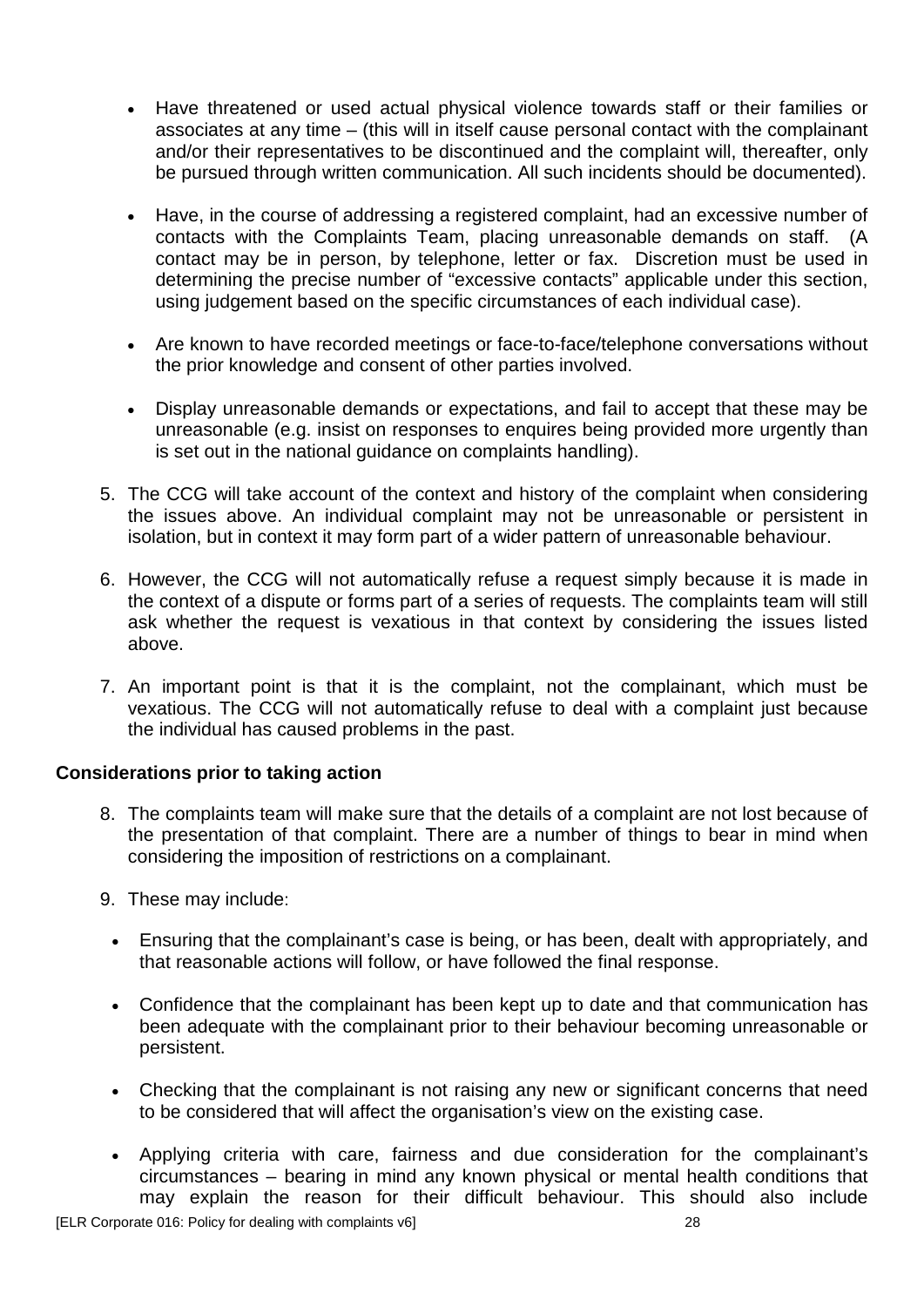- Have threatened or used actual physical violence towards staff or their families or associates at any time – (this will in itself cause personal contact with the complainant and/or their representatives to be discontinued and the complaint will, thereafter, only be pursued through written communication. All such incidents should be documented).

- Have, in the course of addressing a registered complaint, had an excessive number of contacts with the Complaints Team, placing unreasonable demands on staff. (A contact may be in person, by telephone, letter or fax. Discretion must be used in determining the precise number of "excessive contacts" applicable under this section, using judgement based on the specific circumstances of each individual case).

- Are known to have recorded meetings or face-to-face/telephone conversations without the prior knowledge and consent of other parties involved.

- Display unreasonable demands or expectations, and fail to accept that these may be unreasonable (e.g. insist on responses to enquires being provided more urgently than is set out in the national guidance on complaints handling).

5. The CCG will take account of the context and history of the complaint when considering the issues above. An individual complaint may not be unreasonable or persistent in isolation, but in context it may form part of a wider pattern of unreasonable behaviour.

6. However, the CCG will not automatically refuse a request simply because it is made in the context of a dispute or forms part of a series of requests. The complaints team will still ask whether the request is vexatious in that context by considering the issues listed above.

7. An important point is that it is the complaint, not the complainant, which must be vexatious. The CCG will not automatically refuse to deal with a complaint just because the individual has caused problems in the past.

**Considerations prior to taking action**

8. The complaints team will make sure that the details of a complaint are not lost because of the presentation of that complaint. There are a number of things to bear in mind when considering the imposition of restrictions on a complainant.

9. These may include:

- Ensuring that the complainant's case is being, or has been, dealt with appropriately, and that reasonable actions will follow, or have followed the final response.

- Confidence that the complainant has been kept up to date and that communication has been adequate with the complainant prior to their behaviour becoming unreasonable or persistent.

- Checking that the complainant is not raising any new or significant concerns that need to be considered that will affect the organisation's view on the existing case.

- Applying criteria with care, fairness and due consideration for the complainant's circumstances – bearing in mind any known physical or mental health conditions that may explain the reason for their difficult behaviour. This should also include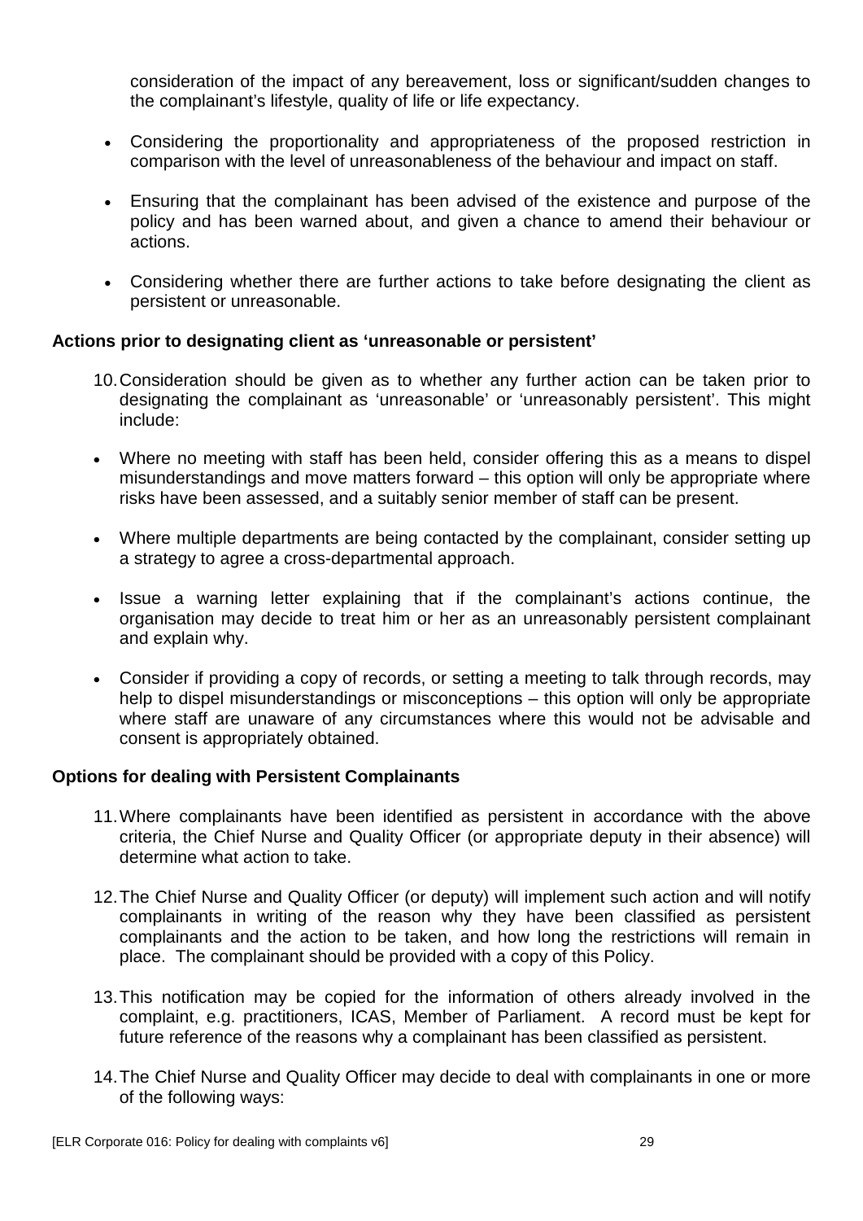consideration of the impact of any bereavement, loss or significant/sudden changes to the complainant's lifestyle, quality of life or life expectancy.

- Considering the proportionality and appropriateness of the proposed restriction in comparison with the level of unreasonableness of the behaviour and impact on staff.
- Ensuring that the complainant has been advised of the existence and purpose of the policy and has been warned about, and given a chance to amend their behaviour or actions.
- Considering whether there are further actions to take before designating the client as persistent or unreasonable.

**Actions prior to designating client as 'unreasonable or persistent'**

10. Consideration should be given as to whether any further action can be taken prior to designating the complainant as 'unreasonable' or 'unreasonably persistent'. This might include:

- Where no meeting with staff has been held, consider offering this as a means to dispel misunderstandings and move matters forward – this option will only be appropriate where risks have been assessed, and a suitably senior member of staff can be present.
- Where multiple departments are being contacted by the complainant, consider setting up a strategy to agree a cross-departmental approach.
- Issue a warning letter explaining that if the complainant's actions continue, the organisation may decide to treat him or her as an unreasonably persistent complainant and explain why.
- Consider if providing a copy of records, or setting a meeting to talk through records, may help to dispel misunderstandings or misconceptions – this option will only be appropriate where staff are unaware of any circumstances where this would not be advisable and consent is appropriately obtained.

**Options for dealing with Persistent Complainants**

11. Where complainants have been identified as persistent in accordance with the above criteria, the Chief Nurse and Quality Officer (or appropriate deputy in their absence) will determine what action to take.

12. The Chief Nurse and Quality Officer (or deputy) will implement such action and will notify complainants in writing of the reason why they have been classified as persistent complainants and the action to be taken, and how long the restrictions will remain in place. The complainant should be provided with a copy of this Policy.

13. This notification may be copied for the information of others already involved in the complaint, e.g. practitioners, ICAS, Member of Parliament. A record must be kept for future reference of the reasons why a complainant has been classified as persistent.

14. The Chief Nurse and Quality Officer may decide to deal with complainants in one or more of the following ways: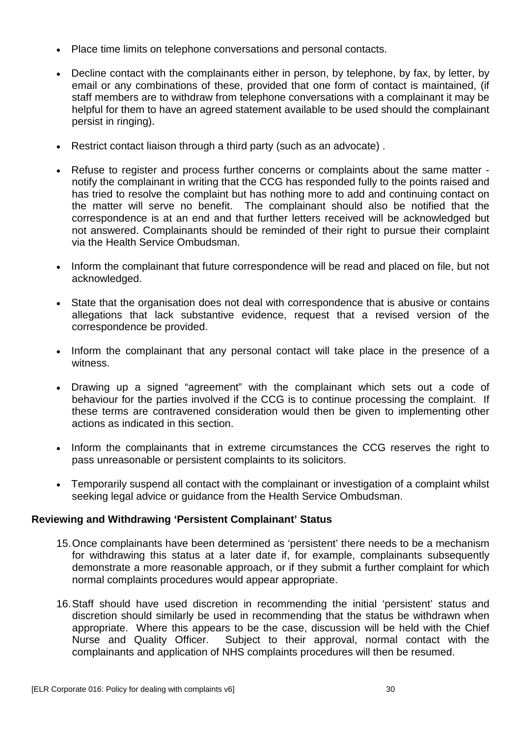- Place time limits on telephone conversations and personal contacts.
- Decline contact with the complainants either in person, by telephone, by fax, by letter, by email or any combinations of these, provided that one form of contact is maintained, (if staff members are to withdraw from telephone conversations with a complainant it may be helpful for them to have an agreed statement available to be used should the complainant persist in ringing).
- Restrict contact liaison through a third party (such as an advocate) .
- Refuse to register and process further concerns or complaints about the same matter - notify the complainant in writing that the CCG has responded fully to the points raised and has tried to resolve the complaint but has nothing more to add and continuing contact on the matter will serve no benefit. The complainant should also be notified that the correspondence is at an end and that further letters received will be acknowledged but not answered. Complainants should be reminded of their right to pursue their complaint via the Health Service Ombudsman.
- Inform the complainant that future correspondence will be read and placed on file, but not acknowledged.
- State that the organisation does not deal with correspondence that is abusive or contains allegations that lack substantive evidence, request that a revised version of the correspondence be provided.
- Inform the complainant that any personal contact will take place in the presence of a witness.
- Drawing up a signed "agreement" with the complainant which sets out a code of behaviour for the parties involved if the CCG is to continue processing the complaint. If these terms are contravened consideration would then be given to implementing other actions as indicated in this section.
- Inform the complainants that in extreme circumstances the CCG reserves the right to pass unreasonable or persistent complaints to its solicitors.
- Temporarily suspend all contact with the complainant or investigation of a complaint whilst seeking legal advice or guidance from the Health Service Ombudsman.

**Reviewing and Withdrawing 'Persistent Complainant' Status**

15. Once complainants have been determined as 'persistent' there needs to be a mechanism for withdrawing this status at a later date if, for example, complainants subsequently demonstrate a more reasonable approach, or if they submit a further complaint for which normal complaints procedures would appear appropriate.

16. Staff should have used discretion in recommending the initial 'persistent' status and discretion should similarly be used in recommending that the status be withdrawn when appropriate. Where this appears to be the case, discussion will be held with the Chief Nurse and Quality Officer. Subject to their approval, normal contact with the complainants and application of NHS complaints procedures will then be resumed.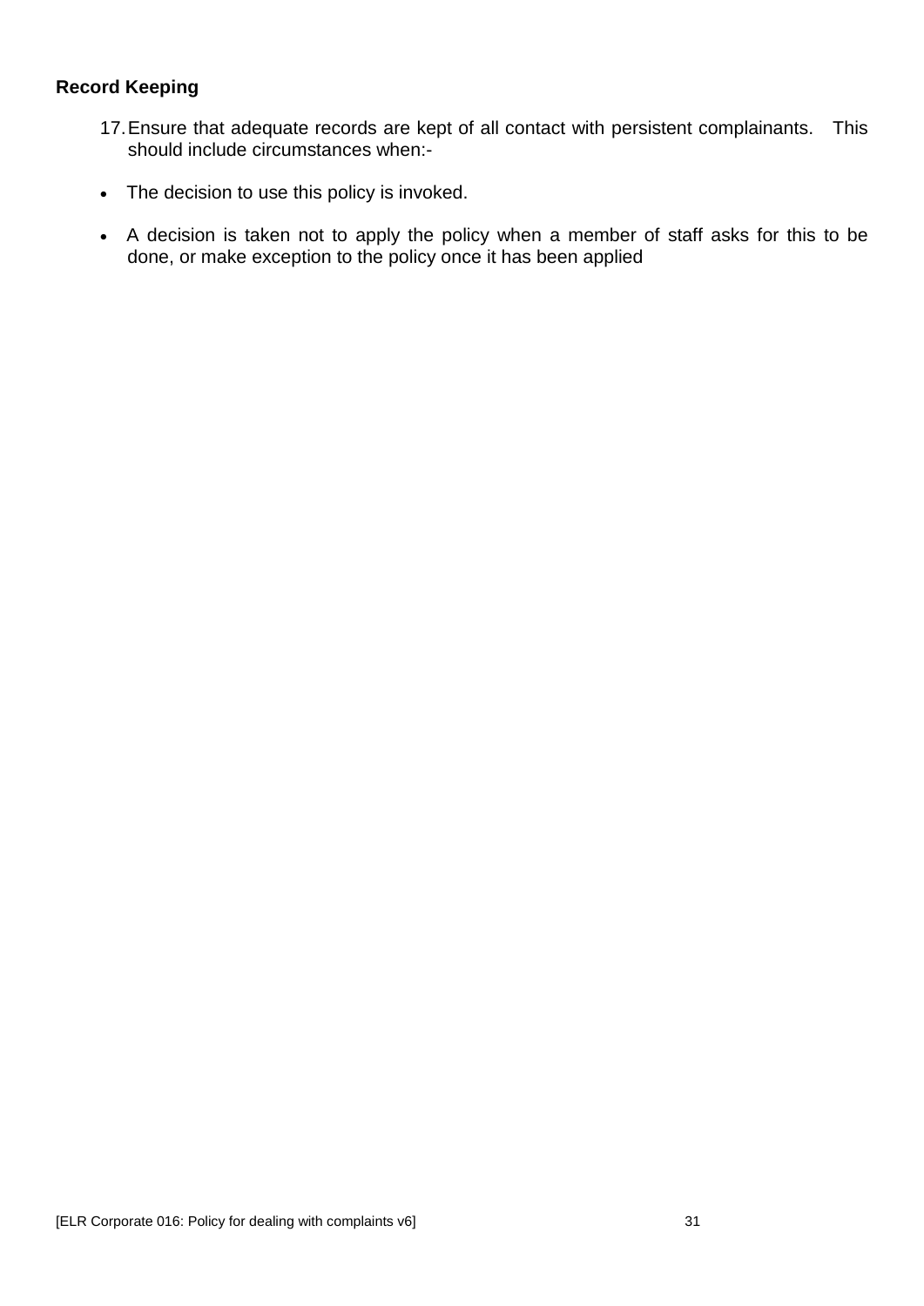**Record Keeping**

17. Ensure that adequate records are kept of all contact with persistent complainants. This should include circumstances when:-

- The decision to use this policy is invoked.
- A decision is taken not to apply the policy when a member of staff asks for this to be done, or make exception to the policy once it has been applied